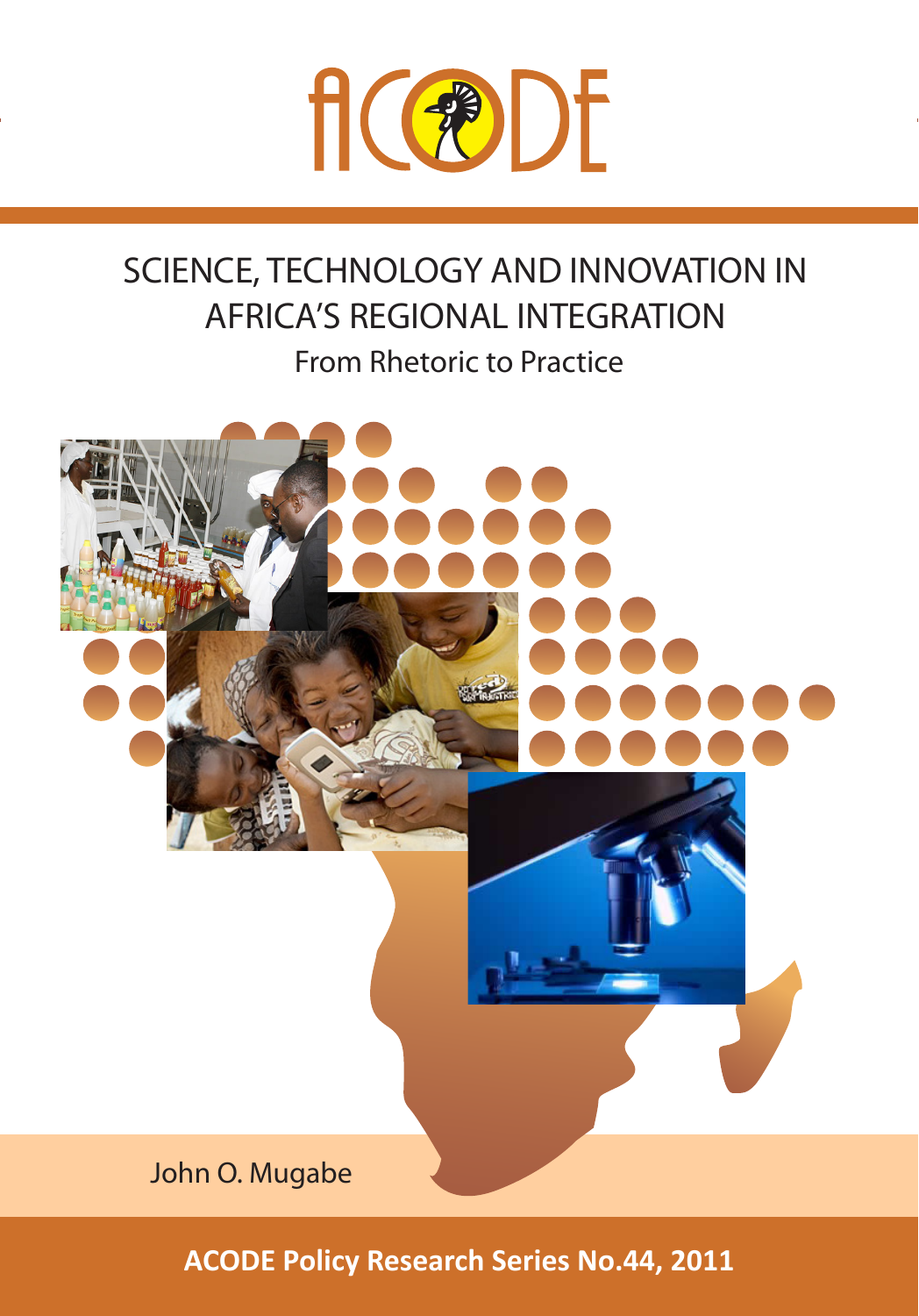# SCIENCE, TECHNOLOGY AND INNOVATION IN AFRICA'S REGIONAL INTEGRATION

## From Rhetoric to Practice

John O. Mugabe

**ACODE Policy Research Series No.44, 2011**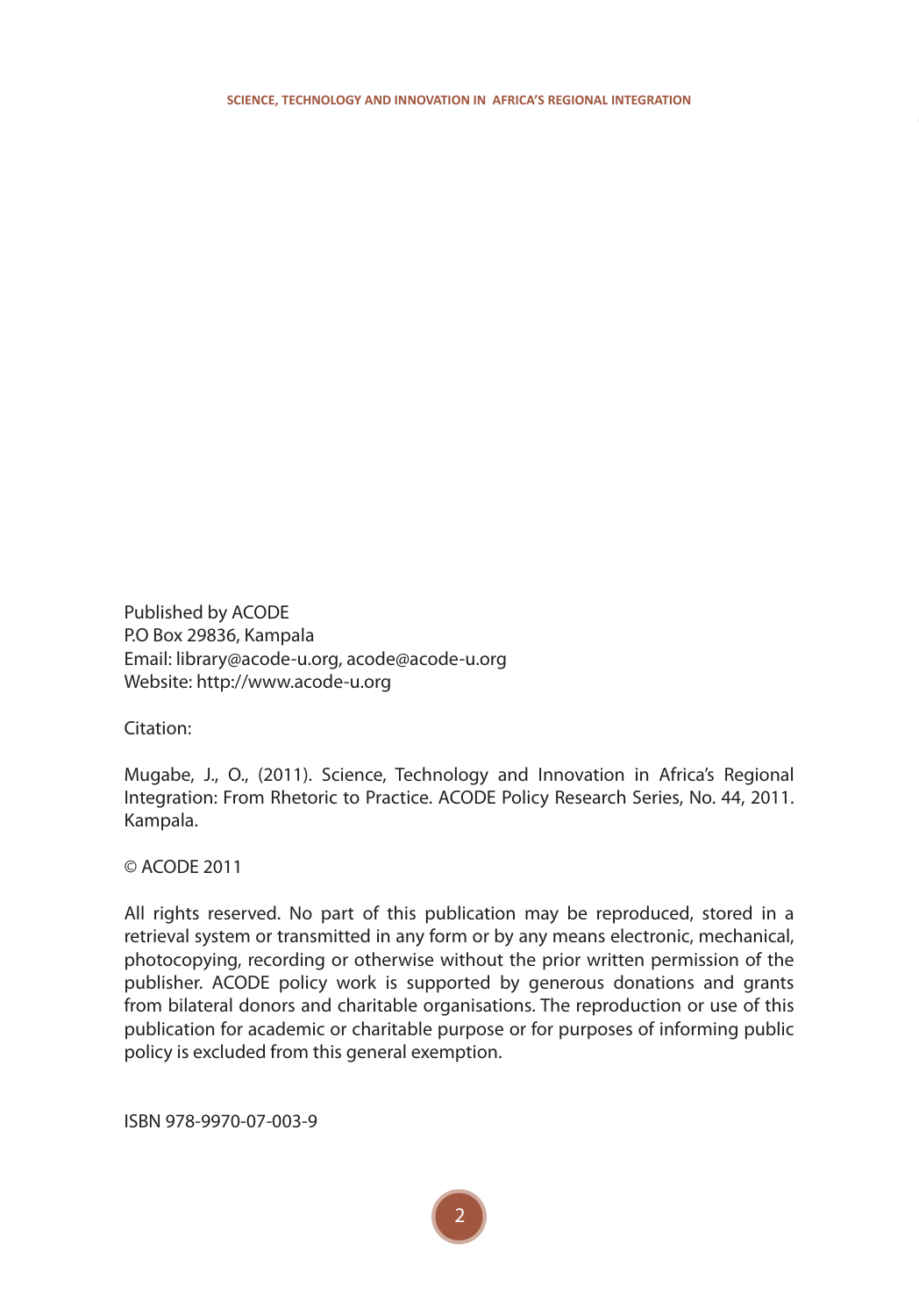Published by ACODE
P.O Box 29836, Kampala
Email: library@acode-u.org, acode@acode-u.org
Website: http://www.acode-u.org

Citation:

Mugabe, J., O., (2011). Science, Technology and Innovation in Africa's Regional Integration: From Rhetoric to Practice. ACODE Policy Research Series, No. 44, 2011. Kampala.

© ACODE 2011

All rights reserved. No part of this publication may be reproduced, stored in a retrieval system or transmitted in any form or by any means electronic, mechanical, photocopying, recording or otherwise without the prior written permission of the publisher. ACODE policy work is supported by generous donations and grants from bilateral donors and charitable organisations. The reproduction or use of this publication for academic or charitable purpose or for purposes of informing public policy is excluded from this general exemption.

ISBN 978-9970-07-003-9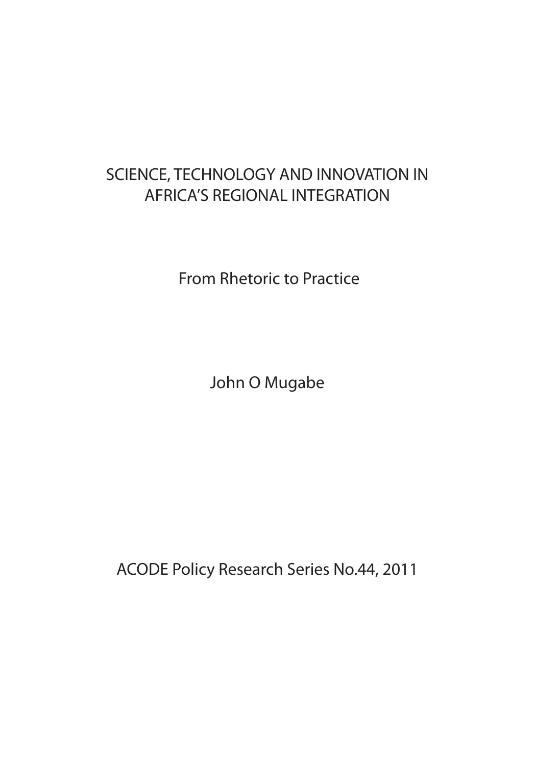# SCIENCE, TECHNOLOGY AND INNOVATION IN AFRICA'S REGIONAL INTEGRATION

## From Rhetoric to Practice

John O Mugabe

ACODE Policy Research Series No.44, 2011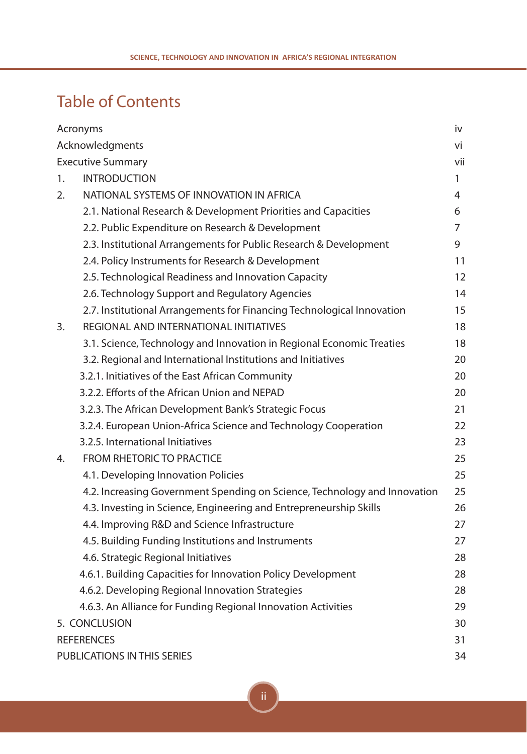# Table of Contents

| | |
|---|---|
| Acronyms | iv |
| Acknowledgments | vi |
| Executive Summary | vii |
| 1. INTRODUCTION | 1 |
| 2. NATIONAL SYSTEMS OF INNOVATION IN AFRICA | 4 |
| 2.1. National Research & Development Priorities and Capacities | 6 |
| 2.2. Public Expenditure on Research & Development | 7 |
| 2.3. Institutional Arrangements for Public Research & Development | 9 |
| 2.4. Policy Instruments for Research & Development | 11 |
| 2.5. Technological Readiness and Innovation Capacity | 12 |
| 2.6. Technology Support and Regulatory Agencies | 14 |
| 2.7. Institutional Arrangements for Financing Technological Innovation | 15 |
| 3. REGIONAL AND INTERNATIONAL INITIATIVES | 18 |
| 3.1. Science, Technology and Innovation in Regional Economic Treaties | 18 |
| 3.2. Regional and International Institutions and Initiatives | 20 |
| 3.2.1. Initiatives of the East African Community | 20 |
| 3.2.2. Efforts of the African Union and NEPAD | 20 |
| 3.2.3. The African Development Bank's Strategic Focus | 21 |
| 3.2.4. European Union-Africa Science and Technology Cooperation | 22 |
| 3.2.5. International Initiatives | 23 |
| 4. FROM RHETORIC TO PRACTICE | 25 |
| 4.1. Developing Innovation Policies | 25 |
| 4.2. Increasing Government Spending on Science, Technology and Innovation | 25 |
| 4.3. Investing in Science, Engineering and Entrepreneurship Skills | 26 |
| 4.4. Improving R&D and Science Infrastructure | 27 |
| 4.5. Building Funding Institutions and Instruments | 27 |
| 4.6. Strategic Regional Initiatives | 28 |
| 4.6.1. Building Capacities for Innovation Policy Development | 28 |
| 4.6.2. Developing Regional Innovation Strategies | 28 |
| 4.6.3. An Alliance for Funding Regional Innovation Activities | 29 |
| 5. CONCLUSION | 30 |
| REFERENCES | 31 |
| PUBLICATIONS IN THIS SERIES | 34 |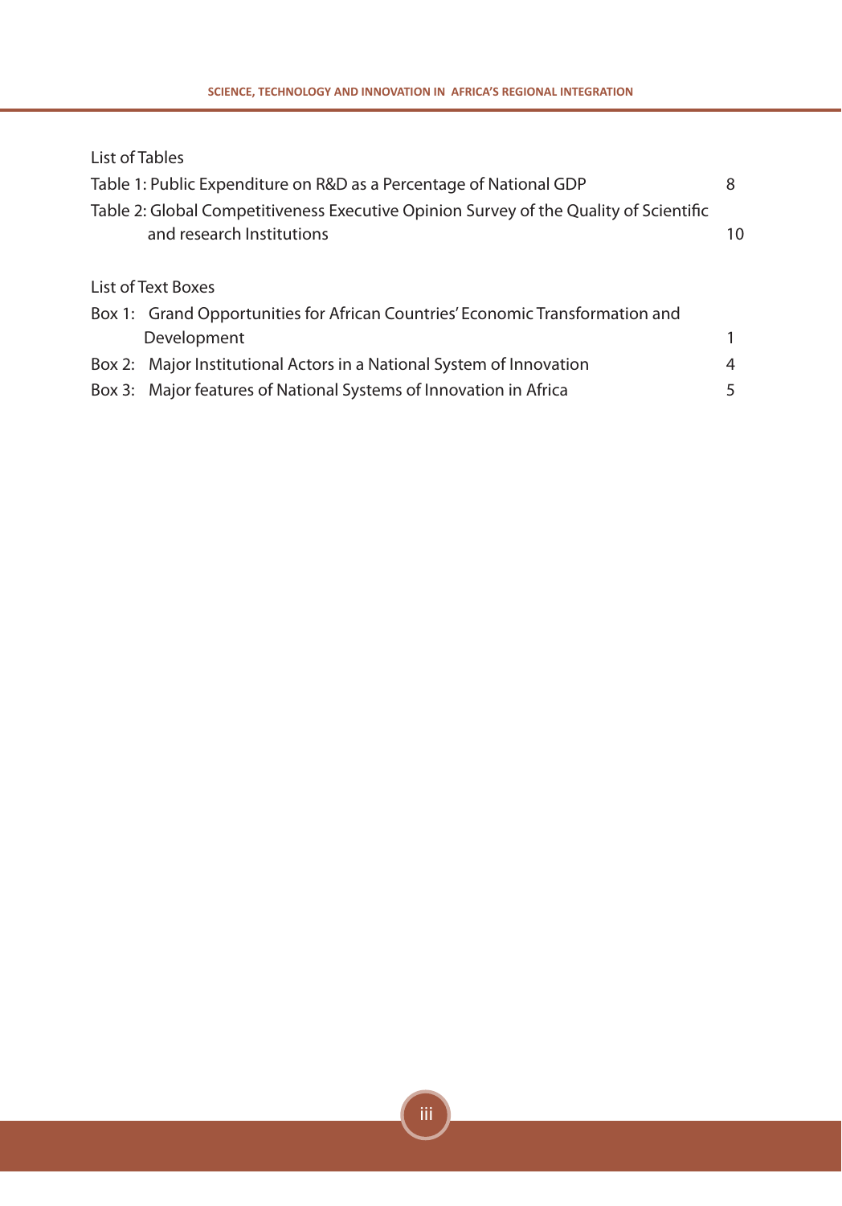## List of Tables

Table 1: Public Expenditure on R&D as a Percentage of National GDP 8

Table 2: Global Competitiveness Executive Opinion Survey of the Quality of Scientific and research Institutions 10

## List of Text Boxes

Box 1: Grand Opportunities for African Countries' Economic Transformation and Development 1

Box 2: Major Institutional Actors in a National System of Innovation 4

Box 3: Major features of National Systems of Innovation in Africa 5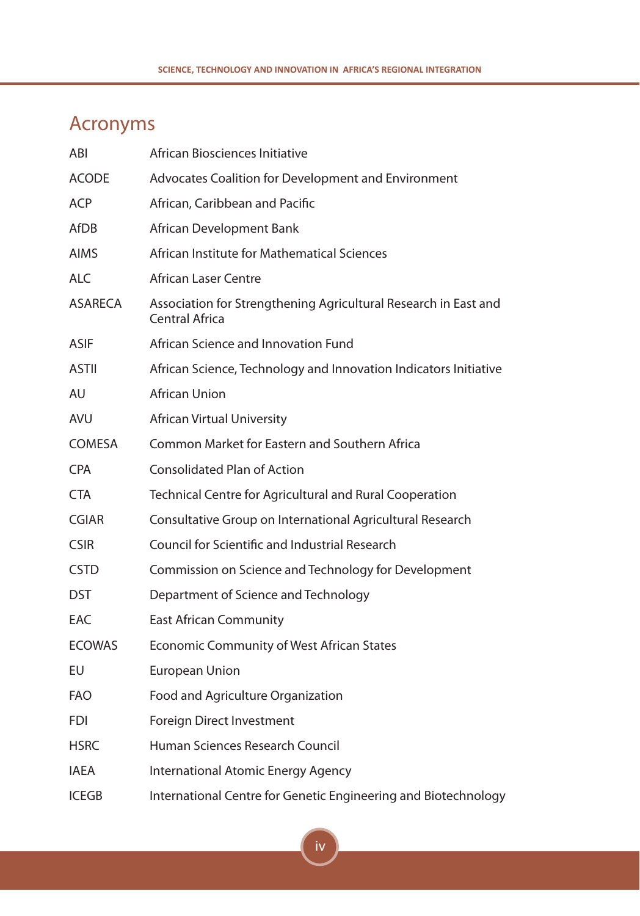## Acronyms

| | |
|---|---|
| ABI | African Biosciences Initiative |
| ACODE | Advocates Coalition for Development and Environment |
| ACP | African, Caribbean and Pacific |
| AfDB | African Development Bank |
| AIMS | African Institute for Mathematical Sciences |
| ALC | African Laser Centre |
| ASARECA | Association for Strengthening Agricultural Research in East and Central Africa |
| ASIF | African Science and Innovation Fund |
| ASTII | African Science, Technology and Innovation Indicators Initiative |
| AU | African Union |
| AVU | African Virtual University |
| COMESA | Common Market for Eastern and Southern Africa |
| CPA | Consolidated Plan of Action |
| CTA | Technical Centre for Agricultural and Rural Cooperation |
| CGIAR | Consultative Group on International Agricultural Research |
| CSIR | Council for Scientific and Industrial Research |
| CSTD | Commission on Science and Technology for Development |
| DST | Department of Science and Technology |
| EAC | East African Community |
| ECOWAS | Economic Community of West African States |
| EU | European Union |
| FAO | Food and Agriculture Organization |
| FDI | Foreign Direct Investment |
| HSRC | Human Sciences Research Council |
| IAEA | International Atomic Energy Agency |
| ICEGB | International Centre for Genetic Engineering and Biotechnology |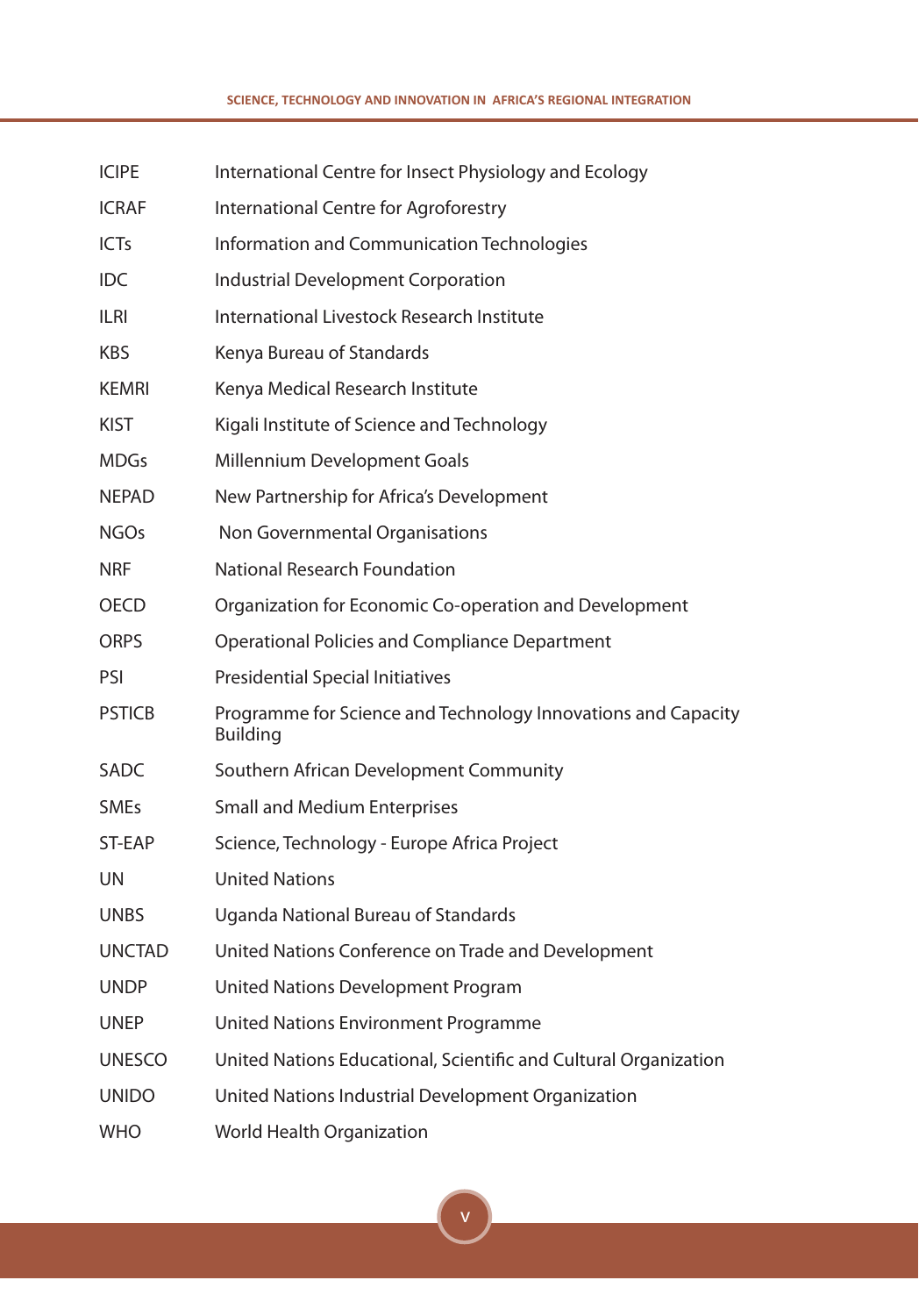| | |
|---|---|
| ICIPE | International Centre for Insect Physiology and Ecology |
| ICRAF | International Centre for Agroforestry |
| ICTs | Information and Communication Technologies |
| IDC | Industrial Development Corporation |
| ILRI | International Livestock Research Institute |
| KBS | Kenya Bureau of Standards |
| KEMRI | Kenya Medical Research Institute |
| KIST | Kigali Institute of Science and Technology |
| MDGs | Millennium Development Goals |
| NEPAD | New Partnership for Africa's Development |
| NGOs | Non Governmental Organisations |
| NRF | National Research Foundation |
| OECD | Organization for Economic Co-operation and Development |
| ORPS | Operational Policies and Compliance Department |
| PSI | Presidential Special Initiatives |
| PSTICB | Programme for Science and Technology Innovations and Capacity Building |
| SADC | Southern African Development Community |
| SMEs | Small and Medium Enterprises |
| ST-EAP | Science, Technology - Europe Africa Project |
| UN | United Nations |
| UNBS | Uganda National Bureau of Standards |
| UNCTAD | United Nations Conference on Trade and Development |
| UNDP | United Nations Development Program |
| UNEP | United Nations Environment Programme |
| UNESCO | United Nations Educational, Scientific and Cultural Organization |
| UNIDO | United Nations Industrial Development Organization |
| WHO | World Health Organization |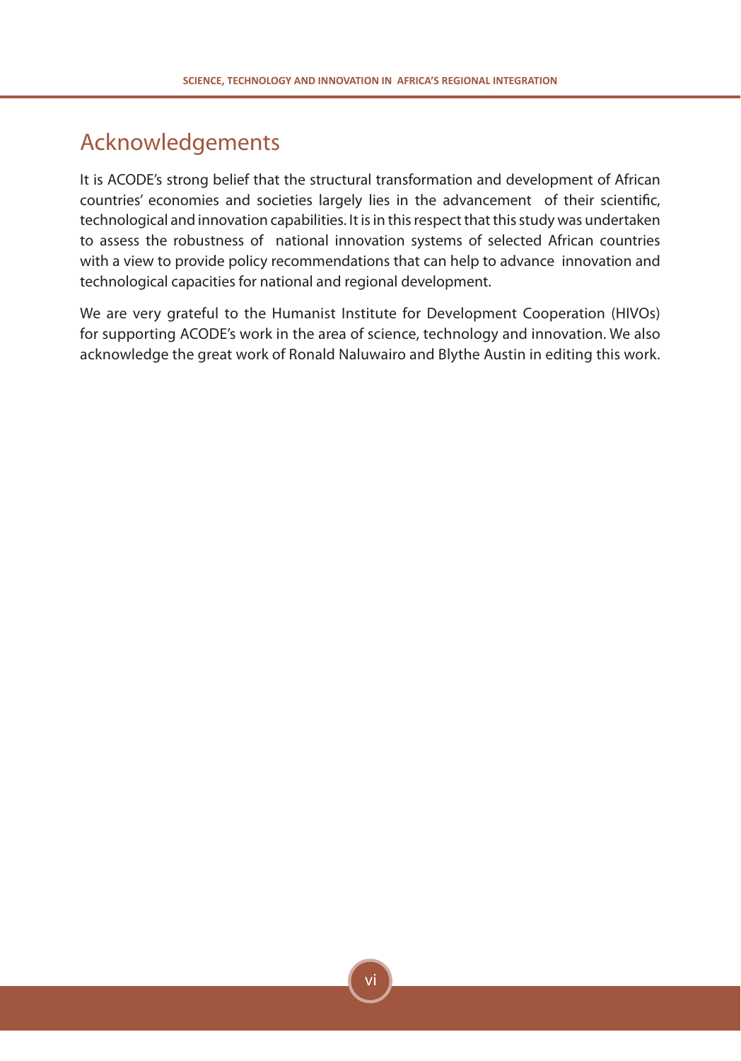## Acknowledgements

It is ACODE's strong belief that the structural transformation and development of African countries' economies and societies largely lies in the advancement of their scientific, technological and innovation capabilities. It is in this respect that this study was undertaken to assess the robustness of national innovation systems of selected African countries with a view to provide policy recommendations that can help to advance innovation and technological capacities for national and regional development.

We are very grateful to the Humanist Institute for Development Cooperation (HIVOs) for supporting ACODE's work in the area of science, technology and innovation. We also acknowledge the great work of Ronald Naluwairo and Blythe Austin in editing this work.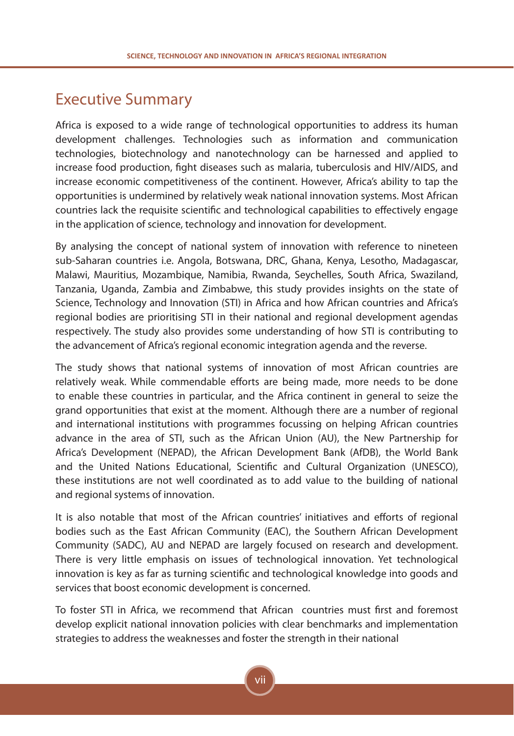# Executive Summary

Africa is exposed to a wide range of technological opportunities to address its human development challenges. Technologies such as information and communication technologies, biotechnology and nanotechnology can be harnessed and applied to increase food production, fight diseases such as malaria, tuberculosis and HIV/AIDS, and increase economic competitiveness of the continent. However, Africa's ability to tap the opportunities is undermined by relatively weak national innovation systems. Most African countries lack the requisite scientific and technological capabilities to effectively engage in the application of science, technology and innovation for development.

By analysing the concept of national system of innovation with reference to nineteen sub-Saharan countries i.e. Angola, Botswana, DRC, Ghana, Kenya, Lesotho, Madagascar, Malawi, Mauritius, Mozambique, Namibia, Rwanda, Seychelles, South Africa, Swaziland, Tanzania, Uganda, Zambia and Zimbabwe, this study provides insights on the state of Science, Technology and Innovation (STI) in Africa and how African countries and Africa's regional bodies are prioritising STI in their national and regional development agendas respectively. The study also provides some understanding of how STI is contributing to the advancement of Africa's regional economic integration agenda and the reverse.

The study shows that national systems of innovation of most African countries are relatively weak. While commendable efforts are being made, more needs to be done to enable these countries in particular, and the Africa continent in general to seize the grand opportunities that exist at the moment. Although there are a number of regional and international institutions with programmes focussing on helping African countries advance in the area of STI, such as the African Union (AU), the New Partnership for Africa's Development (NEPAD), the African Development Bank (AfDB), the World Bank and the United Nations Educational, Scientific and Cultural Organization (UNESCO), these institutions are not well coordinated as to add value to the building of national and regional systems of innovation.

It is also notable that most of the African countries' initiatives and efforts of regional bodies such as the East African Community (EAC), the Southern African Development Community (SADC), AU and NEPAD are largely focused on research and development. There is very little emphasis on issues of technological innovation. Yet technological innovation is key as far as turning scientific and technological knowledge into goods and services that boost economic development is concerned.

To foster STI in Africa, we recommend that African countries must first and foremost develop explicit national innovation policies with clear benchmarks and implementation strategies to address the weaknesses and foster the strength in their national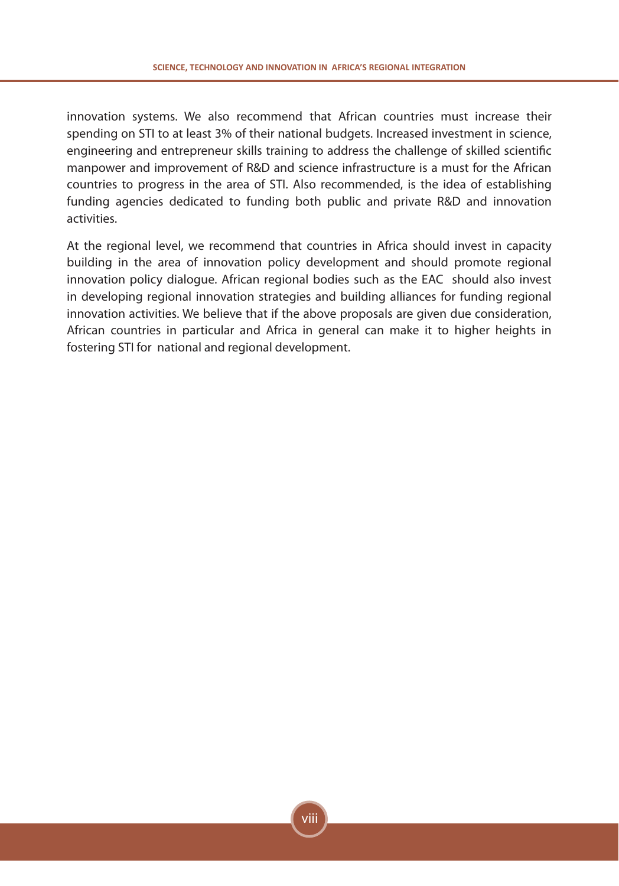innovation systems. We also recommend that African countries must increase their spending on STI to at least 3% of their national budgets. Increased investment in science, engineering and entrepreneur skills training to address the challenge of skilled scientific manpower and improvement of R&D and science infrastructure is a must for the African countries to progress in the area of STI. Also recommended, is the idea of establishing funding agencies dedicated to funding both public and private R&D and innovation activities.

At the regional level, we recommend that countries in Africa should invest in capacity building in the area of innovation policy development and should promote regional innovation policy dialogue. African regional bodies such as the EAC should also invest in developing regional innovation strategies and building alliances for funding regional innovation activities. We believe that if the above proposals are given due consideration, African countries in particular and Africa in general can make it to higher heights in fostering STI for national and regional development.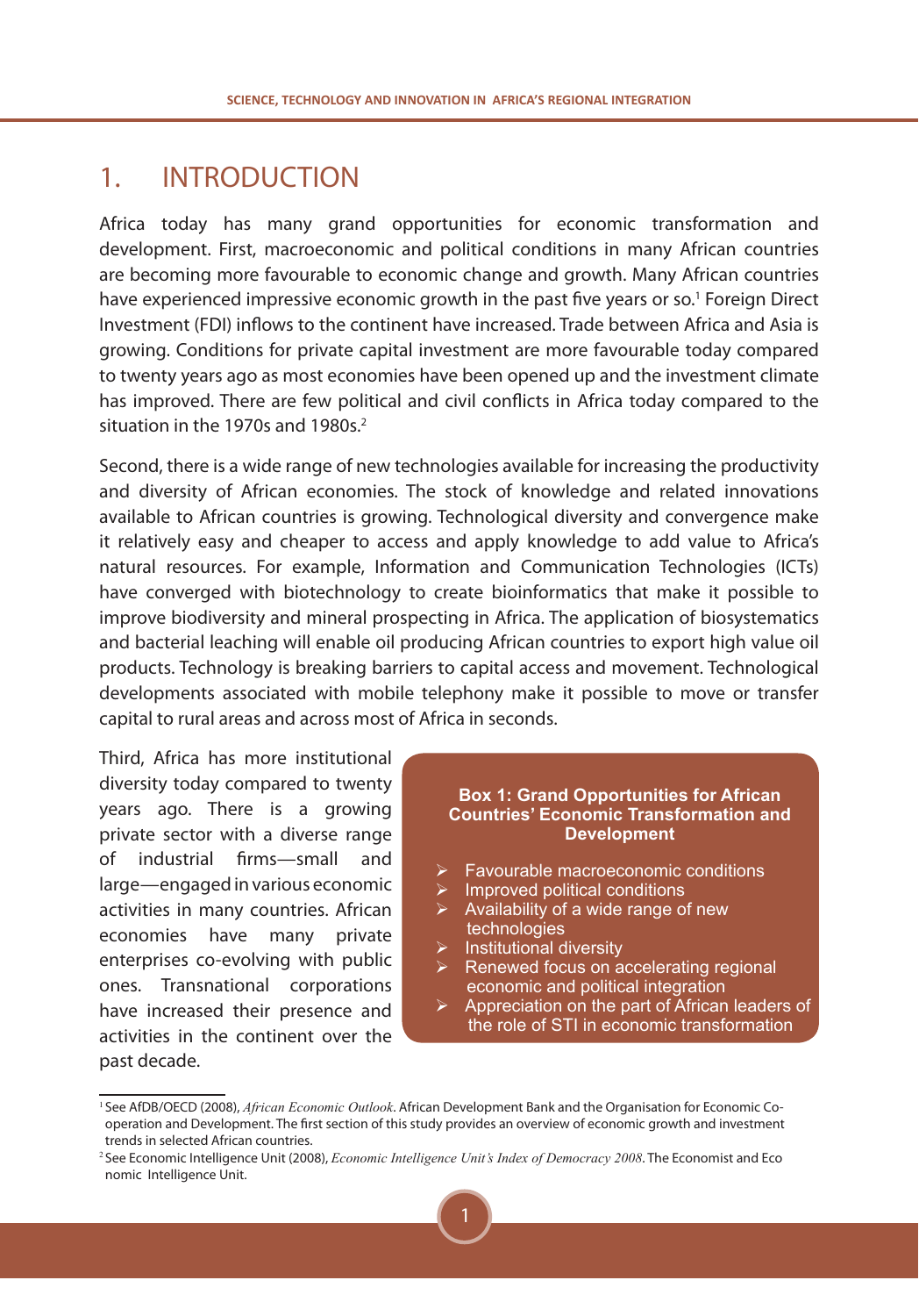# 1. INTRODUCTION

Africa today has many grand opportunities for economic transformation and development. First, macroeconomic and political conditions in many African countries are becoming more favourable to economic change and growth. Many African countries have experienced impressive economic growth in the past five years or so.[1] Foreign Direct Investment (FDI) inflows to the continent have increased. Trade between Africa and Asia is growing. Conditions for private capital investment are more favourable today compared to twenty years ago as most economies have been opened up and the investment climate has improved. There are few political and civil conflicts in Africa today compared to the situation in the 1970s and 1980s.[2]

Second, there is a wide range of new technologies available for increasing the productivity and diversity of African economies. The stock of knowledge and related innovations available to African countries is growing. Technological diversity and convergence make it relatively easy and cheaper to access and apply knowledge to add value to Africa's natural resources. For example, Information and Communication Technologies (ICTs) have converged with biotechnology to create bioinformatics that make it possible to improve biodiversity and mineral prospecting in Africa. The application of biosystematics and bacterial leaching will enable oil producing African countries to export high value oil products. Technology is breaking barriers to capital access and movement. Technological developments associated with mobile telephony make it possible to move or transfer capital to rural areas and across most of Africa in seconds.

Third, Africa has more institutional diversity today compared to twenty years ago. There is a growing private sector with a diverse range of industrial firms—small and large—engaged in various economic activities in many countries. African economies have many private enterprises co-evolving with public ones. Transnational corporations have increased their presence and activities in the continent over the past decade.

**Box 1: Grand Opportunities for African Countries' Economic Transformation and Development**

- Favourable macroeconomic conditions
- Improved political conditions
- Availability of a wide range of new technologies
- Institutional diversity
- Renewed focus on accelerating regional economic and political integration
- Appreciation on the part of African leaders of the role of STI in economic transformation

---

[1] See AfDB/OECD (2008), *African Economic Outlook*. African Development Bank and the Organisation for Economic Co-operation and Development. The first section of this study provides an overview of economic growth and investment trends in selected African countries.

[2] See Economic Intelligence Unit (2008), *Economic Intelligence Unit's Index of Democracy 2008*. The Economist and Economic Intelligence Unit.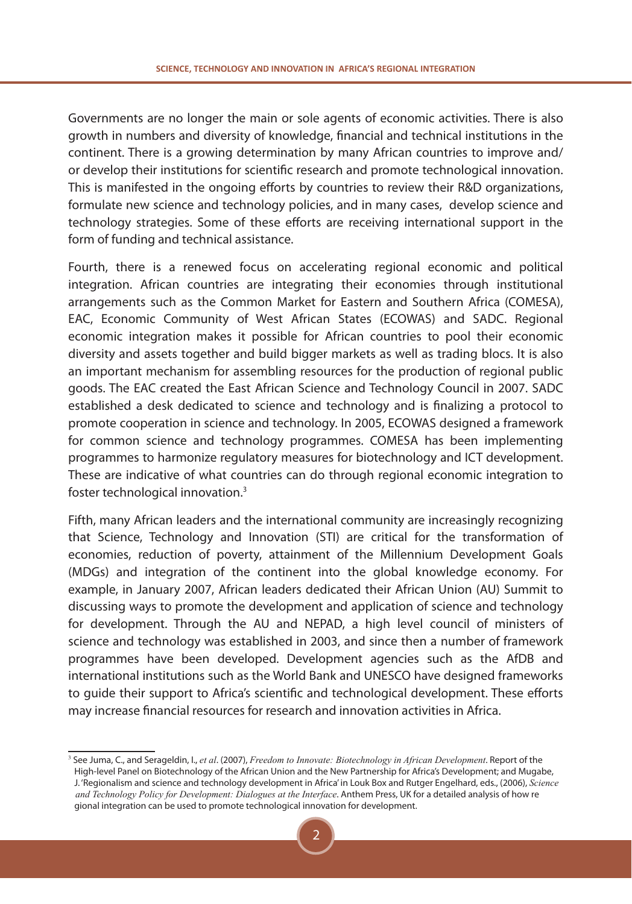Governments are no longer the main or sole agents of economic activities. There is also growth in numbers and diversity of knowledge, financial and technical institutions in the continent. There is a growing determination by many African countries to improve and/or develop their institutions for scientific research and promote technological innovation. This is manifested in the ongoing efforts by countries to review their R&D organizations, formulate new science and technology policies, and in many cases, develop science and technology strategies. Some of these efforts are receiving international support in the form of funding and technical assistance.

Fourth, there is a renewed focus on accelerating regional economic and political integration. African countries are integrating their economies through institutional arrangements such as the Common Market for Eastern and Southern Africa (COMESA), EAC, Economic Community of West African States (ECOWAS) and SADC. Regional economic integration makes it possible for African countries to pool their economic diversity and assets together and build bigger markets as well as trading blocs. It is also an important mechanism for assembling resources for the production of regional public goods. The EAC created the East African Science and Technology Council in 2007. SADC established a desk dedicated to science and technology and is finalizing a protocol to promote cooperation in science and technology. In 2005, ECOWAS designed a framework for common science and technology programmes. COMESA has been implementing programmes to harmonize regulatory measures for biotechnology and ICT development. These are indicative of what countries can do through regional economic integration to foster technological innovation.[3]

Fifth, many African leaders and the international community are increasingly recognizing that Science, Technology and Innovation (STI) are critical for the transformation of economies, reduction of poverty, attainment of the Millennium Development Goals (MDGs) and integration of the continent into the global knowledge economy. For example, in January 2007, African leaders dedicated their African Union (AU) Summit to discussing ways to promote the development and application of science and technology for development. Through the AU and NEPAD, a high level council of ministers of science and technology was established in 2003, and since then a number of framework programmes have been developed. Development agencies such as the AfDB and international institutions such as the World Bank and UNESCO have designed frameworks to guide their support to Africa's scientific and technological development. These efforts may increase financial resources for research and innovation activities in Africa.

---

[3] See Juma, C., and Serageldin, I., *et al*. (2007), *Freedom to Innovate: Biotechnology in African Development*. Report of the High-level Panel on Biotechnology of the African Union and the New Partnership for Africa's Development; and Mugabe, J. 'Regionalism and science and technology development in Africa' in Louk Box and Rutger Engelhard, eds., (2006), *Science and Technology Policy for Development: Dialogues at the Interface*. Anthem Press, UK for a detailed analysis of how regional integration can be used to promote technological innovation for development.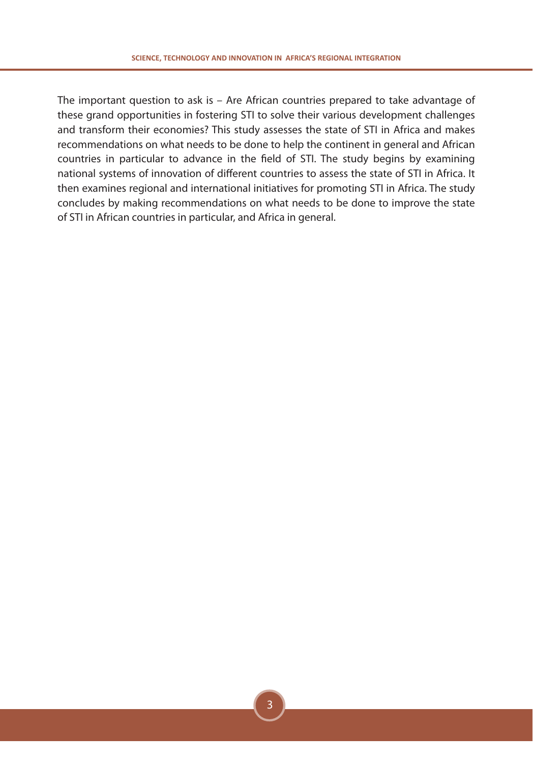The important question to ask is – Are African countries prepared to take advantage of these grand opportunities in fostering STI to solve their various development challenges and transform their economies? This study assesses the state of STI in Africa and makes recommendations on what needs to be done to help the continent in general and African countries in particular to advance in the field of STI. The study begins by examining national systems of innovation of different countries to assess the state of STI in Africa. It then examines regional and international initiatives for promoting STI in Africa. The study concludes by making recommendations on what needs to be done to improve the state of STI in African countries in particular, and Africa in general.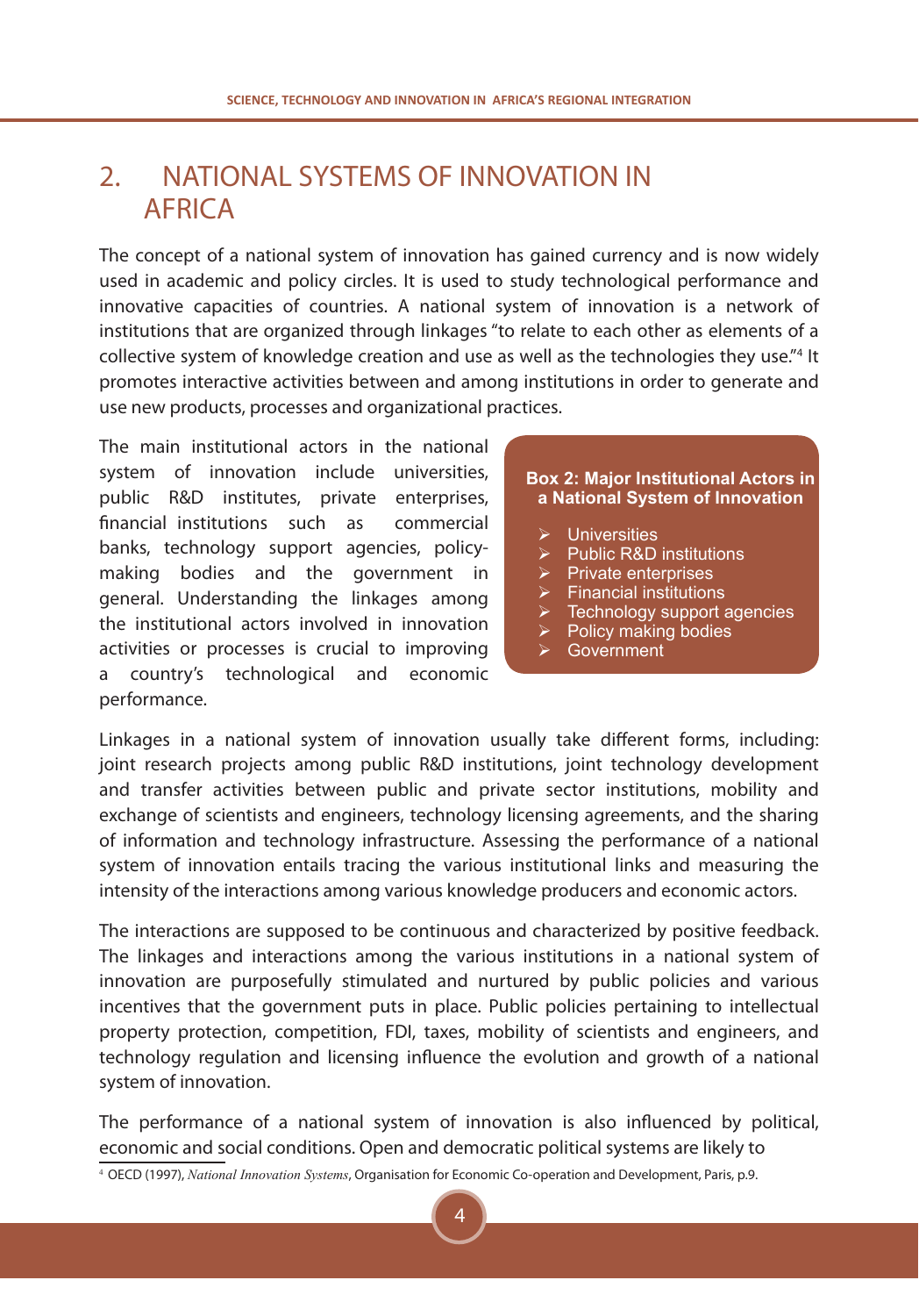# 2. NATIONAL SYSTEMS OF INNOVATION IN AFRICA

The concept of a national system of innovation has gained currency and is now widely used in academic and policy circles. It is used to study technological performance and innovative capacities of countries. A national system of innovation is a network of institutions that are organized through linkages "to relate to each other as elements of a collective system of knowledge creation and use as well as the technologies they use."[4] It promotes interactive activities between and among institutions in order to generate and use new products, processes and organizational practices.

The main institutional actors in the national system of innovation include universities, public R&D institutes, private enterprises, financial institutions such as commercial banks, technology support agencies, policy-making bodies and the government in general. Understanding the linkages among the institutional actors involved in innovation activities or processes is crucial to improving a country's technological and economic performance.

**Box 2: Major Institutional Actors in a National System of Innovation**

- Universities
- Public R&D institutions
- Private enterprises
- Financial institutions
- Technology support agencies
- Policy making bodies
- Government

Linkages in a national system of innovation usually take different forms, including: joint research projects among public R&D institutions, joint technology development and transfer activities between public and private sector institutions, mobility and exchange of scientists and engineers, technology licensing agreements, and the sharing of information and technology infrastructure. Assessing the performance of a national system of innovation entails tracing the various institutional links and measuring the intensity of the interactions among various knowledge producers and economic actors.

The interactions are supposed to be continuous and characterized by positive feedback. The linkages and interactions among the various institutions in a national system of innovation are purposefully stimulated and nurtured by public policies and various incentives that the government puts in place. Public policies pertaining to intellectual property protection, competition, FDI, taxes, mobility of scientists and engineers, and technology regulation and licensing influence the evolution and growth of a national system of innovation.

The performance of a national system of innovation is also influenced by political, economic and social conditions. Open and democratic political systems are likely to

[4] OECD (1997), *National Innovation Systems*, Organisation for Economic Co-operation and Development, Paris, p.9.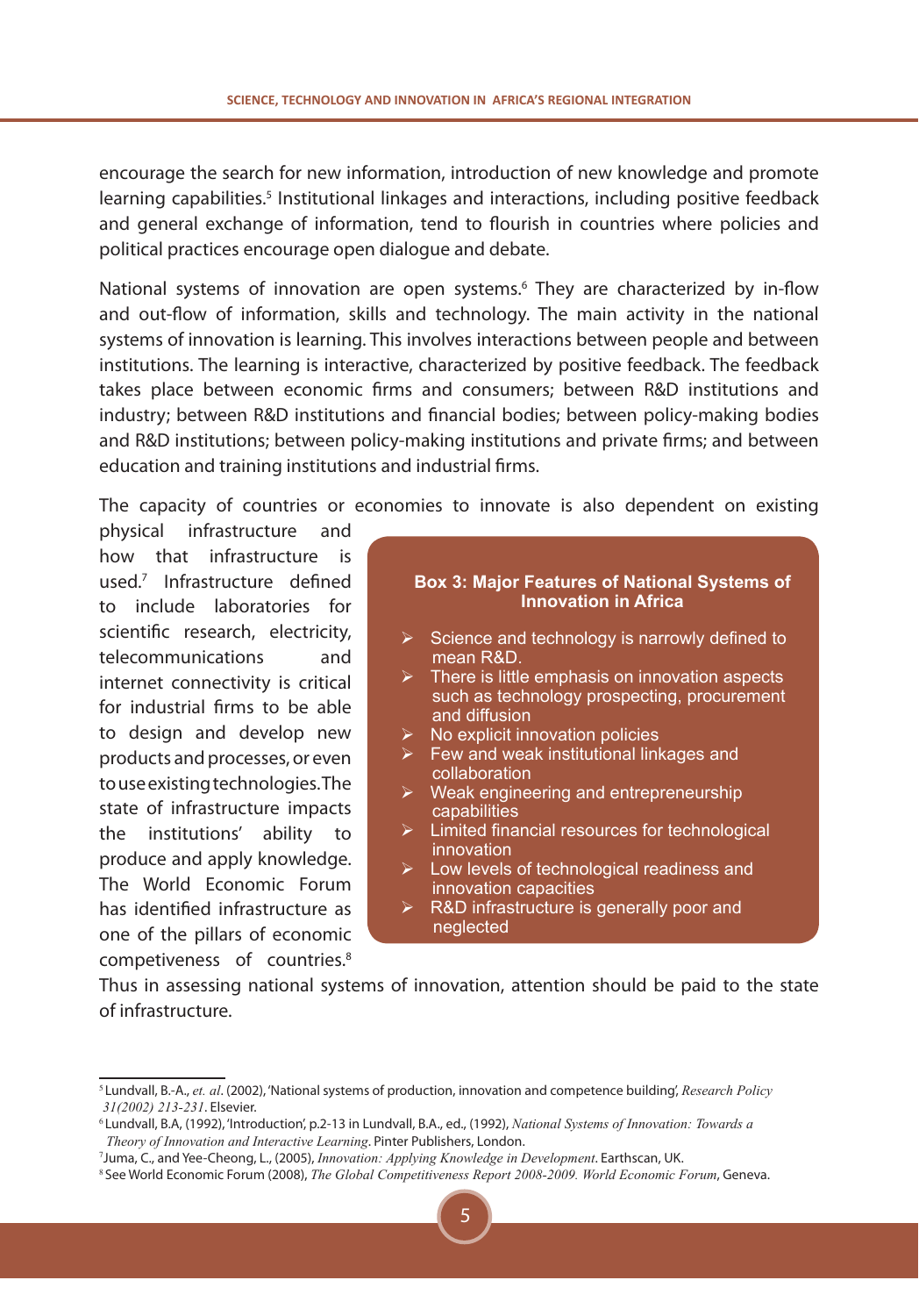encourage the search for new information, introduction of new knowledge and promote learning capabilities.[5] Institutional linkages and interactions, including positive feedback and general exchange of information, tend to flourish in countries where policies and political practices encourage open dialogue and debate.

National systems of innovation are open systems.[6] They are characterized by in-flow and out-flow of information, skills and technology. The main activity in the national systems of innovation is learning. This involves interactions between people and between institutions. The learning is interactive, characterized by positive feedback. The feedback takes place between economic firms and consumers; between R&D institutions and industry; between R&D institutions and financial bodies; between policy-making bodies and R&D institutions; between policy-making institutions and private firms; and between education and training institutions and industrial firms.

The capacity of countries or economies to innovate is also dependent on existing physical infrastructure and how that infrastructure is used.[7] Infrastructure defined to include laboratories for scientific research, electricity, telecommunications and internet connectivity is critical for industrial firms to be able to design and develop new products and processes, or even to use existing technologies. The state of infrastructure impacts the institutions' ability to produce and apply knowledge. The World Economic Forum has identified infrastructure as one of the pillars of economic competiveness of countries.[8] Thus in assessing national systems of innovation, attention should be paid to the state of infrastructure.

> **Box 3: Major Features of National Systems of Innovation in Africa**
>
> - Science and technology is narrowly defined to mean R&D.
> - There is little emphasis on innovation aspects such as technology prospecting, procurement and diffusion
> - No explicit innovation policies
> - Few and weak institutional linkages and collaboration
> - Weak engineering and entrepreneurship capabilities
> - Limited financial resources for technological innovation
> - Low levels of technological readiness and innovation capacities
> - R&D infrastructure is generally poor and neglected

---

[5] Lundvall, B.-A., *et. al*. (2002), 'National systems of production, innovation and competence building', *Research Policy 31(2002) 213-231*. Elsevier.

[6] Lundvall, B.A, (1992), 'Introduction', p.2-13 in Lundvall, B.A., ed., (1992), *National Systems of Innovation: Towards a Theory of Innovation and Interactive Learning*. Pinter Publishers, London.

[7] Juma, C., and Yee-Cheong, L., (2005), *Innovation: Applying Knowledge in Development*. Earthscan, UK.

[8] See World Economic Forum (2008), *The Global Competitiveness Report 2008-2009. World Economic Forum*, Geneva.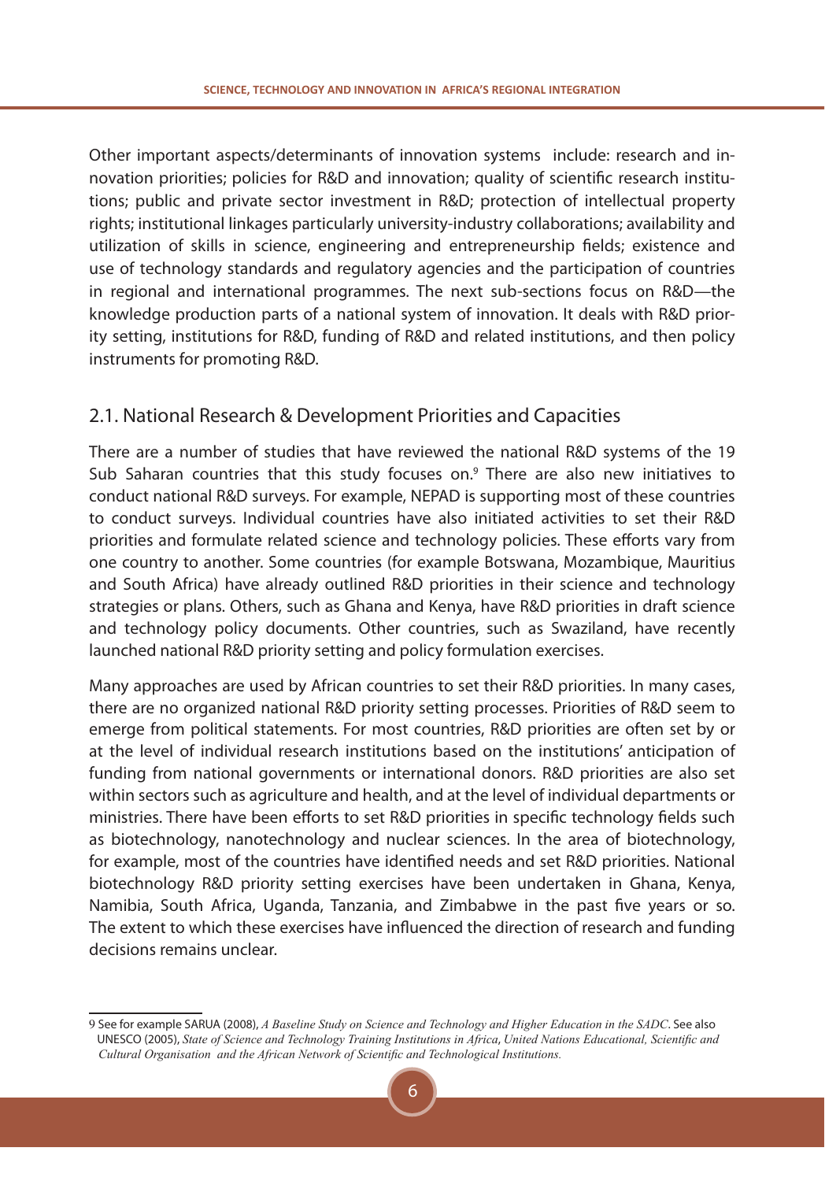Other important aspects/determinants of innovation systems include: research and innovation priorities; policies for R&D and innovation; quality of scientific research institutions; public and private sector investment in R&D; protection of intellectual property rights; institutional linkages particularly university-industry collaborations; availability and utilization of skills in science, engineering and entrepreneurship fields; existence and use of technology standards and regulatory agencies and the participation of countries in regional and international programmes. The next sub-sections focus on R&D—the knowledge production parts of a national system of innovation. It deals with R&D priority setting, institutions for R&D, funding of R&D and related institutions, and then policy instruments for promoting R&D.

## 2.1. National Research & Development Priorities and Capacities

There are a number of studies that have reviewed the national R&D systems of the 19 Sub Saharan countries that this study focuses on.[9] There are also new initiatives to conduct national R&D surveys. For example, NEPAD is supporting most of these countries to conduct surveys. Individual countries have also initiated activities to set their R&D priorities and formulate related science and technology policies. These efforts vary from one country to another. Some countries (for example Botswana, Mozambique, Mauritius and South Africa) have already outlined R&D priorities in their science and technology strategies or plans. Others, such as Ghana and Kenya, have R&D priorities in draft science and technology policy documents. Other countries, such as Swaziland, have recently launched national R&D priority setting and policy formulation exercises.

Many approaches are used by African countries to set their R&D priorities. In many cases, there are no organized national R&D priority setting processes. Priorities of R&D seem to emerge from political statements. For most countries, R&D priorities are often set by or at the level of individual research institutions based on the institutions' anticipation of funding from national governments or international donors. R&D priorities are also set within sectors such as agriculture and health, and at the level of individual departments or ministries. There have been efforts to set R&D priorities in specific technology fields such as biotechnology, nanotechnology and nuclear sciences. In the area of biotechnology, for example, most of the countries have identified needs and set R&D priorities. National biotechnology R&D priority setting exercises have been undertaken in Ghana, Kenya, Namibia, South Africa, Uganda, Tanzania, and Zimbabwe in the past five years or so. The extent to which these exercises have influenced the direction of research and funding decisions remains unclear.

---

9 See for example SARUA (2008), *A Baseline Study on Science and Technology and Higher Education in the SADC*. See also UNESCO (2005), *State of Science and Technology Training Institutions in Africa*, *United Nations Educational, Scientific and Cultural Organisation and the African Network of Scientific and Technological Institutions.*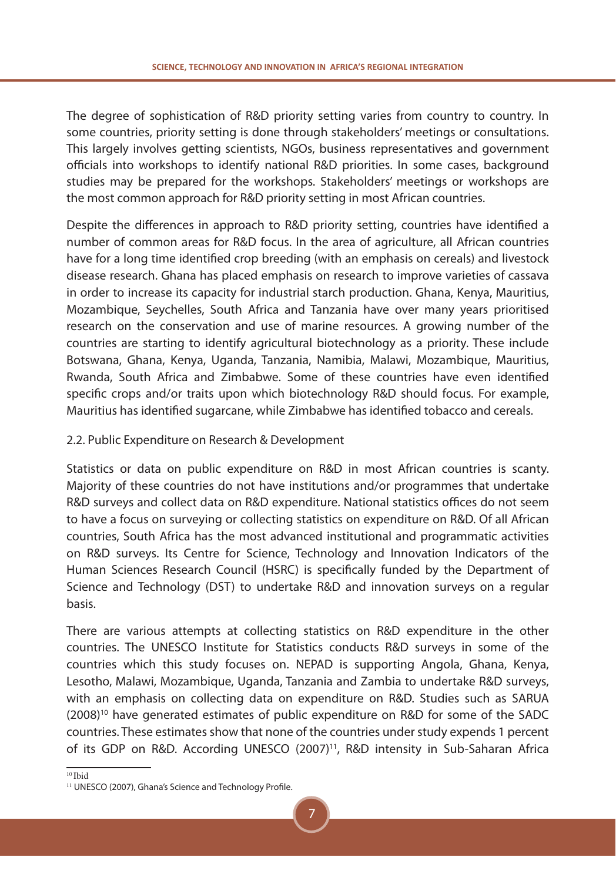The degree of sophistication of R&D priority setting varies from country to country. In some countries, priority setting is done through stakeholders' meetings or consultations. This largely involves getting scientists, NGOs, business representatives and government officials into workshops to identify national R&D priorities. In some cases, background studies may be prepared for the workshops. Stakeholders' meetings or workshops are the most common approach for R&D priority setting in most African countries.

Despite the differences in approach to R&D priority setting, countries have identified a number of common areas for R&D focus. In the area of agriculture, all African countries have for a long time identified crop breeding (with an emphasis on cereals) and livestock disease research. Ghana has placed emphasis on research to improve varieties of cassava in order to increase its capacity for industrial starch production. Ghana, Kenya, Mauritius, Mozambique, Seychelles, South Africa and Tanzania have over many years prioritised research on the conservation and use of marine resources. A growing number of the countries are starting to identify agricultural biotechnology as a priority. These include Botswana, Ghana, Kenya, Uganda, Tanzania, Namibia, Malawi, Mozambique, Mauritius, Rwanda, South Africa and Zimbabwe. Some of these countries have even identified specific crops and/or traits upon which biotechnology R&D should focus. For example, Mauritius has identified sugarcane, while Zimbabwe has identified tobacco and cereals.

## 2.2. Public Expenditure on Research & Development

Statistics or data on public expenditure on R&D in most African countries is scanty. Majority of these countries do not have institutions and/or programmes that undertake R&D surveys and collect data on R&D expenditure. National statistics offices do not seem to have a focus on surveying or collecting statistics on expenditure on R&D. Of all African countries, South Africa has the most advanced institutional and programmatic activities on R&D surveys. Its Centre for Science, Technology and Innovation Indicators of the Human Sciences Research Council (HSRC) is specifically funded by the Department of Science and Technology (DST) to undertake R&D and innovation surveys on a regular basis.

There are various attempts at collecting statistics on R&D expenditure in the other countries. The UNESCO Institute for Statistics conducts R&D surveys in some of the countries which this study focuses on. NEPAD is supporting Angola, Ghana, Kenya, Lesotho, Malawi, Mozambique, Uganda, Tanzania and Zambia to undertake R&D surveys, with an emphasis on collecting data on expenditure on R&D. Studies such as SARUA (2008)[10] have generated estimates of public expenditure on R&D for some of the SADC countries. These estimates show that none of the countries under study expends 1 percent of its GDP on R&D. According UNESCO (2007)[11], R&D intensity in Sub-Saharan Africa

---

[10] Ibid

[11] UNESCO (2007), Ghana's Science and Technology Profile.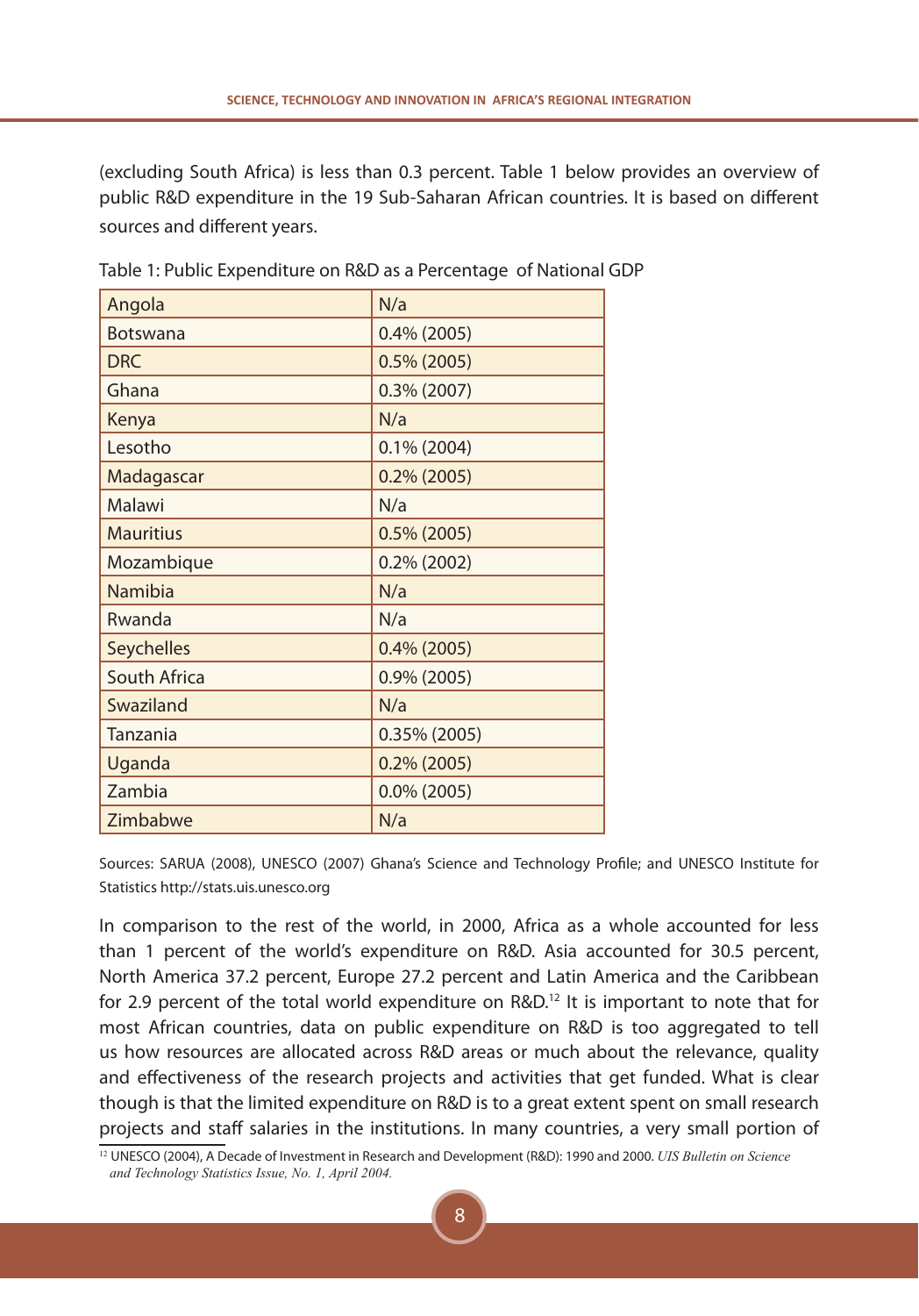(excluding South Africa) is less than 0.3 percent. Table 1 below provides an overview of public R&D expenditure in the 19 Sub-Saharan African countries. It is based on different sources and different years.

Table 1: Public Expenditure on R&D as a Percentage of National GDP

| | |
|---|---|
| Angola | N/a |
| Botswana | 0.4% (2005) |
| DRC | 0.5% (2005) |
| Ghana | 0.3% (2007) |
| Kenya | N/a |
| Lesotho | 0.1% (2004) |
| Madagascar | 0.2% (2005) |
| Malawi | N/a |
| Mauritius | 0.5% (2005) |
| Mozambique | 0.2% (2002) |
| Namibia | N/a |
| Rwanda | N/a |
| Seychelles | 0.4% (2005) |
| South Africa | 0.9% (2005) |
| Swaziland | N/a |
| Tanzania | 0.35% (2005) |
| Uganda | 0.2% (2005) |
| Zambia | 0.0% (2005) |
| Zimbabwe | N/a |

Sources: SARUA (2008), UNESCO (2007) Ghana's Science and Technology Profile; and UNESCO Institute for Statistics http://stats.uis.unesco.org

In comparison to the rest of the world, in 2000, Africa as a whole accounted for less than 1 percent of the world's expenditure on R&D. Asia accounted for 30.5 percent, North America 37.2 percent, Europe 27.2 percent and Latin America and the Caribbean for 2.9 percent of the total world expenditure on R&D.[12] It is important to note that for most African countries, data on public expenditure on R&D is too aggregated to tell us how resources are allocated across R&D areas or much about the relevance, quality and effectiveness of the research projects and activities that get funded. What is clear though is that the limited expenditure on R&D is to a great extent spent on small research projects and staff salaries in the institutions. In many countries, a very small portion of

[12] UNESCO (2004), A Decade of Investment in Research and Development (R&D): 1990 and 2000. *UIS Bulletin on Science and Technology Statistics Issue, No. 1, April 2004.*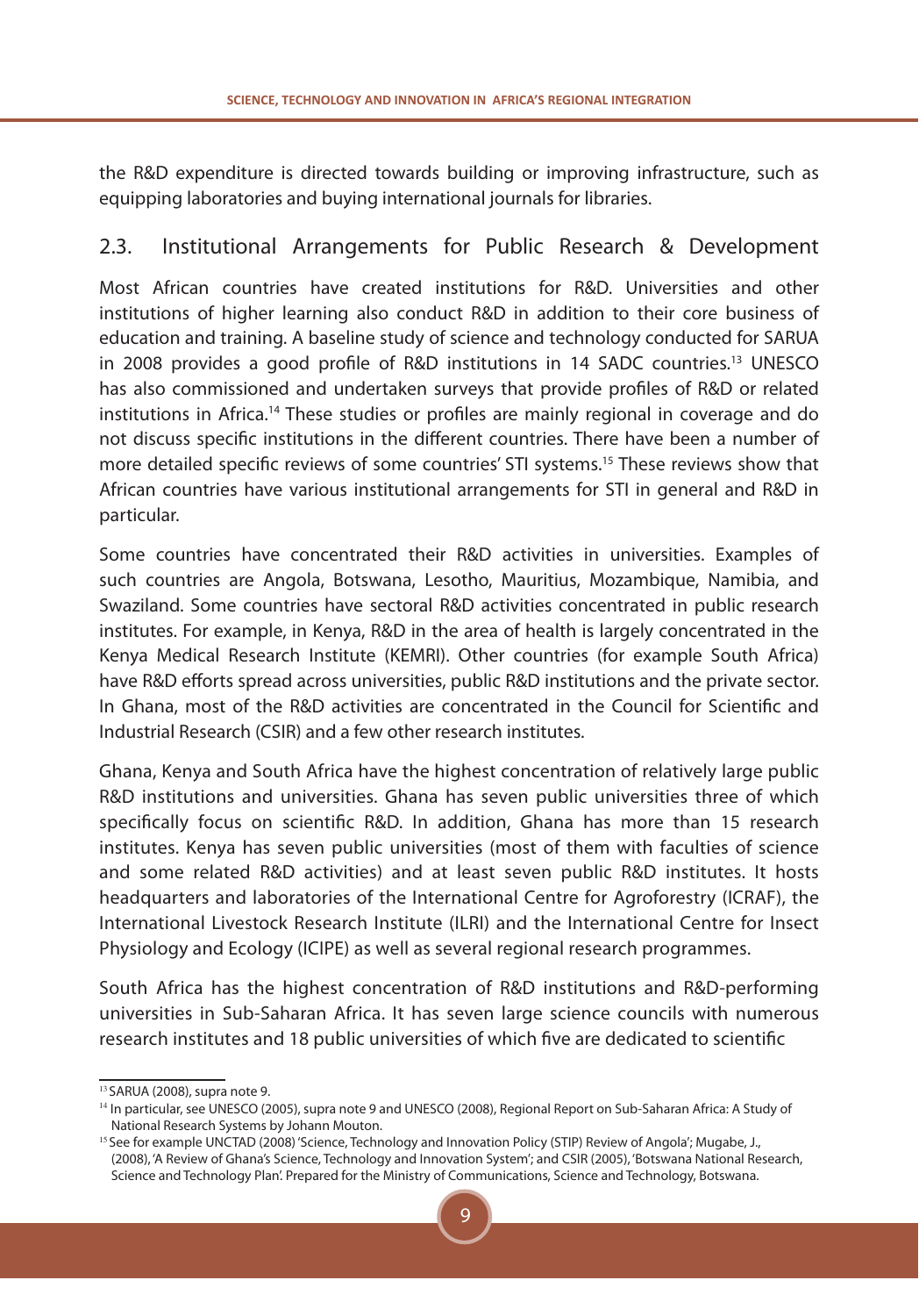the R&D expenditure is directed towards building or improving infrastructure, such as equipping laboratories and buying international journals for libraries.

## 2.3. Institutional Arrangements for Public Research & Development

Most African countries have created institutions for R&D. Universities and other institutions of higher learning also conduct R&D in addition to their core business of education and training. A baseline study of science and technology conducted for SARUA in 2008 provides a good profile of R&D institutions in 14 SADC countries.[13] UNESCO has also commissioned and undertaken surveys that provide profiles of R&D or related institutions in Africa.[14] These studies or profiles are mainly regional in coverage and do not discuss specific institutions in the different countries. There have been a number of more detailed specific reviews of some countries' STI systems.[15] These reviews show that African countries have various institutional arrangements for STI in general and R&D in particular.

Some countries have concentrated their R&D activities in universities. Examples of such countries are Angola, Botswana, Lesotho, Mauritius, Mozambique, Namibia, and Swaziland. Some countries have sectoral R&D activities concentrated in public research institutes. For example, in Kenya, R&D in the area of health is largely concentrated in the Kenya Medical Research Institute (KEMRI). Other countries (for example South Africa) have R&D efforts spread across universities, public R&D institutions and the private sector. In Ghana, most of the R&D activities are concentrated in the Council for Scientific and Industrial Research (CSIR) and a few other research institutes.

Ghana, Kenya and South Africa have the highest concentration of relatively large public R&D institutions and universities. Ghana has seven public universities three of which specifically focus on scientific R&D. In addition, Ghana has more than 15 research institutes. Kenya has seven public universities (most of them with faculties of science and some related R&D activities) and at least seven public R&D institutes. It hosts headquarters and laboratories of the International Centre for Agroforestry (ICRAF), the International Livestock Research Institute (ILRI) and the International Centre for Insect Physiology and Ecology (ICIPE) as well as several regional research programmes.

South Africa has the highest concentration of R&D institutions and R&D-performing universities in Sub-Saharan Africa. It has seven large science councils with numerous research institutes and 18 public universities of which five are dedicated to scientific

---

[13] SARUA (2008), supra note 9.

[14] In particular, see UNESCO (2005), supra note 9 and UNESCO (2008), Regional Report on Sub-Saharan Africa: A Study of National Research Systems by Johann Mouton.

[15] See for example UNCTAD (2008) 'Science, Technology and Innovation Policy (STIP) Review of Angola'; Mugabe, J., (2008), 'A Review of Ghana's Science, Technology and Innovation System'; and CSIR (2005), 'Botswana National Research, Science and Technology Plan'. Prepared for the Ministry of Communications, Science and Technology, Botswana.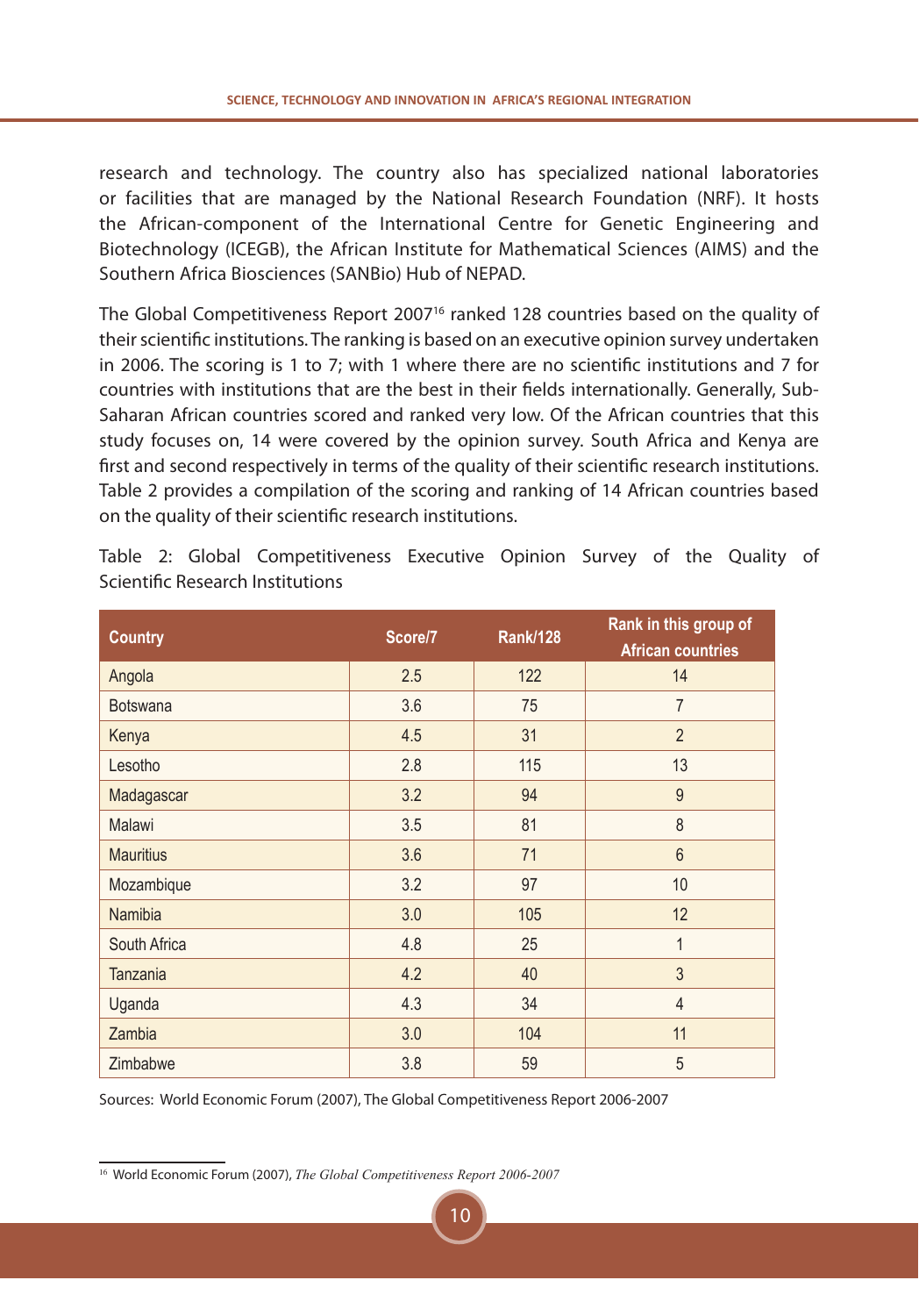research and technology. The country also has specialized national laboratories or facilities that are managed by the National Research Foundation (NRF). It hosts the African-component of the International Centre for Genetic Engineering and Biotechnology (ICEGB), the African Institute for Mathematical Sciences (AIMS) and the Southern Africa Biosciences (SANBio) Hub of NEPAD.

The Global Competitiveness Report 2007[16] ranked 128 countries based on the quality of their scientific institutions. The ranking is based on an executive opinion survey undertaken in 2006. The scoring is 1 to 7; with 1 where there are no scientific institutions and 7 for countries with institutions that are the best in their fields internationally. Generally, Sub-Saharan African countries scored and ranked very low. Of the African countries that this study focuses on, 14 were covered by the opinion survey. South Africa and Kenya are first and second respectively in terms of the quality of their scientific research institutions. Table 2 provides a compilation of the scoring and ranking of 14 African countries based on the quality of their scientific research institutions.

Table 2: Global Competitiveness Executive Opinion Survey of the Quality of Scientific Research Institutions

| Country | Score/7 | Rank/128 | Rank in this group of African countries |
|---|---|---|---|
| Angola | 2.5 | 122 | 14 |
| Botswana | 3.6 | 75 | 7 |
| Kenya | 4.5 | 31 | 2 |
| Lesotho | 2.8 | 115 | 13 |
| Madagascar | 3.2 | 94 | 9 |
| Malawi | 3.5 | 81 | 8 |
| Mauritius | 3.6 | 71 | 6 |
| Mozambique | 3.2 | 97 | 10 |
| Namibia | 3.0 | 105 | 12 |
| South Africa | 4.8 | 25 | 1 |
| Tanzania | 4.2 | 40 | 3 |
| Uganda | 4.3 | 34 | 4 |
| Zambia | 3.0 | 104 | 11 |
| Zimbabwe | 3.8 | 59 | 5 |

Sources: World Economic Forum (2007), The Global Competitiveness Report 2006-2007

[16] World Economic Forum (2007), *The Global Competitiveness Report 2006-2007*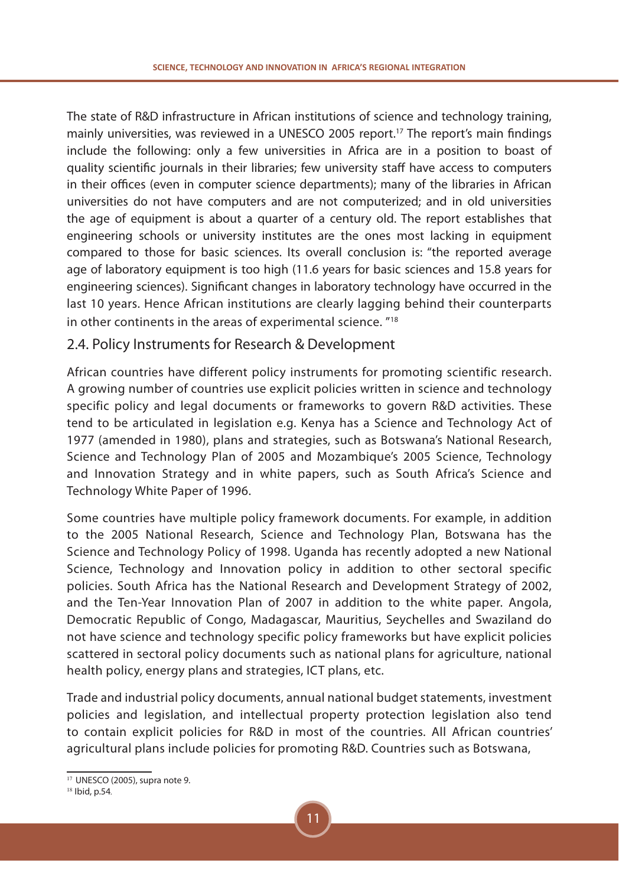The state of R&D infrastructure in African institutions of science and technology training, mainly universities, was reviewed in a UNESCO 2005 report.[17] The report's main findings include the following: only a few universities in Africa are in a position to boast of quality scientific journals in their libraries; few university staff have access to computers in their offices (even in computer science departments); many of the libraries in African universities do not have computers and are not computerized; and in old universities the age of equipment is about a quarter of a century old. The report establishes that engineering schools or university institutes are the ones most lacking in equipment compared to those for basic sciences. Its overall conclusion is: "the reported average age of laboratory equipment is too high (11.6 years for basic sciences and 15.8 years for engineering sciences). Significant changes in laboratory technology have occurred in the last 10 years. Hence African institutions are clearly lagging behind their counterparts in other continents in the areas of experimental science. "[18]

## 2.4. Policy Instruments for Research & Development

African countries have different policy instruments for promoting scientific research. A growing number of countries use explicit policies written in science and technology specific policy and legal documents or frameworks to govern R&D activities. These tend to be articulated in legislation e.g. Kenya has a Science and Technology Act of 1977 (amended in 1980), plans and strategies, such as Botswana's National Research, Science and Technology Plan of 2005 and Mozambique's 2005 Science, Technology and Innovation Strategy and in white papers, such as South Africa's Science and Technology White Paper of 1996.

Some countries have multiple policy framework documents. For example, in addition to the 2005 National Research, Science and Technology Plan, Botswana has the Science and Technology Policy of 1998. Uganda has recently adopted a new National Science, Technology and Innovation policy in addition to other sectoral specific policies. South Africa has the National Research and Development Strategy of 2002, and the Ten-Year Innovation Plan of 2007 in addition to the white paper. Angola, Democratic Republic of Congo, Madagascar, Mauritius, Seychelles and Swaziland do not have science and technology specific policy frameworks but have explicit policies scattered in sectoral policy documents such as national plans for agriculture, national health policy, energy plans and strategies, ICT plans, etc.

Trade and industrial policy documents, annual national budget statements, investment policies and legislation, and intellectual property protection legislation also tend to contain explicit policies for R&D in most of the countries. All African countries' agricultural plans include policies for promoting R&D. Countries such as Botswana,

[17] UNESCO (2005), supra note 9.

[18] Ibid, p.54.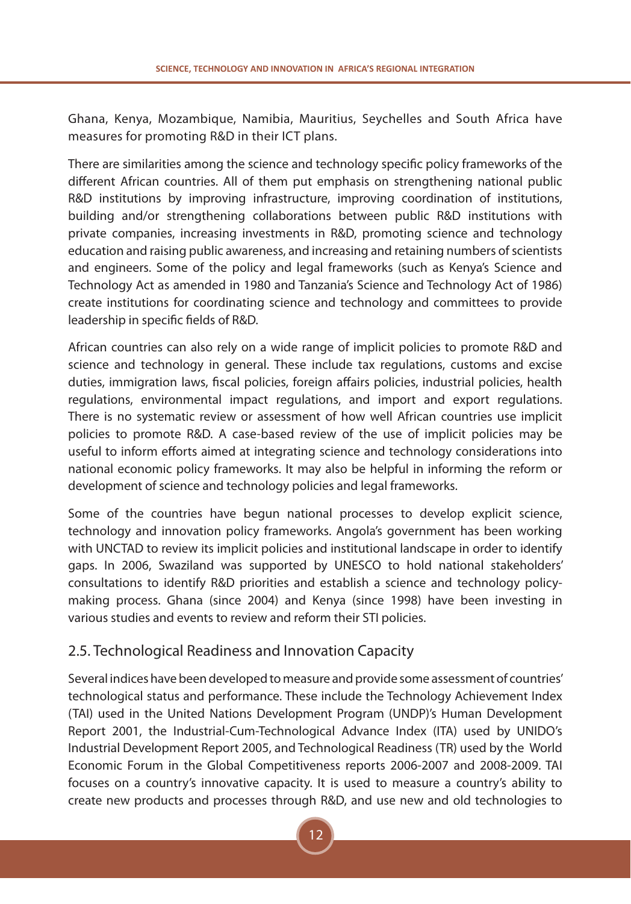Ghana, Kenya, Mozambique, Namibia, Mauritius, Seychelles and South Africa have measures for promoting R&D in their ICT plans.

There are similarities among the science and technology specific policy frameworks of the different African countries. All of them put emphasis on strengthening national public R&D institutions by improving infrastructure, improving coordination of institutions, building and/or strengthening collaborations between public R&D institutions with private companies, increasing investments in R&D, promoting science and technology education and raising public awareness, and increasing and retaining numbers of scientists and engineers. Some of the policy and legal frameworks (such as Kenya's Science and Technology Act as amended in 1980 and Tanzania's Science and Technology Act of 1986) create institutions for coordinating science and technology and committees to provide leadership in specific fields of R&D.

African countries can also rely on a wide range of implicit policies to promote R&D and science and technology in general. These include tax regulations, customs and excise duties, immigration laws, fiscal policies, foreign affairs policies, industrial policies, health regulations, environmental impact regulations, and import and export regulations. There is no systematic review or assessment of how well African countries use implicit policies to promote R&D. A case-based review of the use of implicit policies may be useful to inform efforts aimed at integrating science and technology considerations into national economic policy frameworks. It may also be helpful in informing the reform or development of science and technology policies and legal frameworks.

Some of the countries have begun national processes to develop explicit science, technology and innovation policy frameworks. Angola's government has been working with UNCTAD to review its implicit policies and institutional landscape in order to identify gaps. In 2006, Swaziland was supported by UNESCO to hold national stakeholders' consultations to identify R&D priorities and establish a science and technology policy-making process. Ghana (since 2004) and Kenya (since 1998) have been investing in various studies and events to review and reform their STI policies.

## 2.5. Technological Readiness and Innovation Capacity

Several indices have been developed to measure and provide some assessment of countries' technological status and performance. These include the Technology Achievement Index (TAI) used in the United Nations Development Program (UNDP)'s Human Development Report 2001, the Industrial-Cum-Technological Advance Index (ITA) used by UNIDO's Industrial Development Report 2005, and Technological Readiness (TR) used by the World Economic Forum in the Global Competitiveness reports 2006-2007 and 2008-2009. TAI focuses on a country's innovative capacity. It is used to measure a country's ability to create new products and processes through R&D, and use new and old technologies to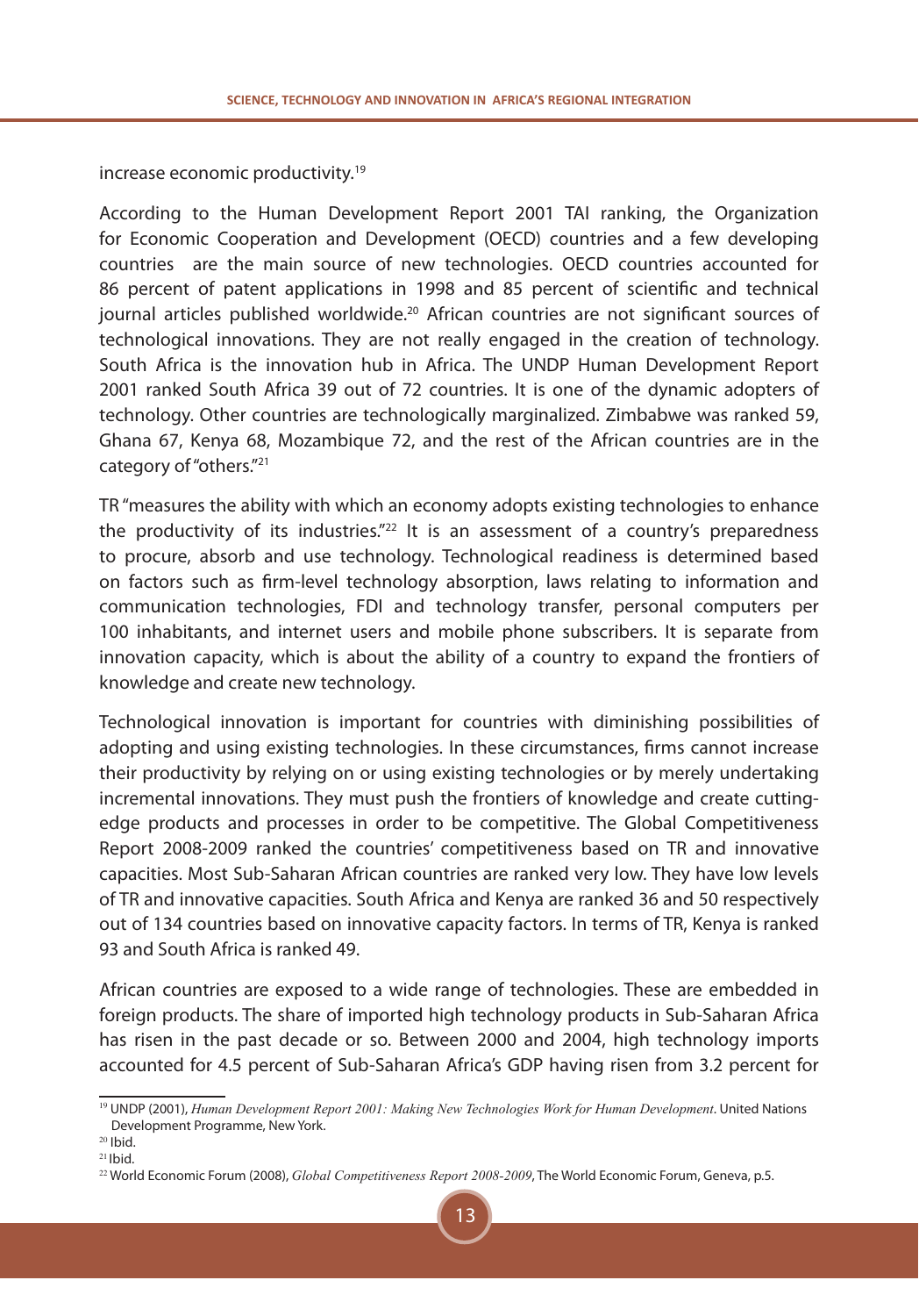increase economic productivity.[19]

According to the Human Development Report 2001 TAI ranking, the Organization for Economic Cooperation and Development (OECD) countries and a few developing countries are the main source of new technologies. OECD countries accounted for 86 percent of patent applications in 1998 and 85 percent of scientific and technical journal articles published worldwide.[20] African countries are not significant sources of technological innovations. They are not really engaged in the creation of technology. South Africa is the innovation hub in Africa. The UNDP Human Development Report 2001 ranked South Africa 39 out of 72 countries. It is one of the dynamic adopters of technology. Other countries are technologically marginalized. Zimbabwe was ranked 59, Ghana 67, Kenya 68, Mozambique 72, and the rest of the African countries are in the category of "others."[21]

TR "measures the ability with which an economy adopts existing technologies to enhance the productivity of its industries."[22] It is an assessment of a country's preparedness to procure, absorb and use technology. Technological readiness is determined based on factors such as firm-level technology absorption, laws relating to information and communication technologies, FDI and technology transfer, personal computers per 100 inhabitants, and internet users and mobile phone subscribers. It is separate from innovation capacity, which is about the ability of a country to expand the frontiers of knowledge and create new technology.

Technological innovation is important for countries with diminishing possibilities of adopting and using existing technologies. In these circumstances, firms cannot increase their productivity by relying on or using existing technologies or by merely undertaking incremental innovations. They must push the frontiers of knowledge and create cutting-edge products and processes in order to be competitive. The Global Competitiveness Report 2008-2009 ranked the countries' competitiveness based on TR and innovative capacities. Most Sub-Saharan African countries are ranked very low. They have low levels of TR and innovative capacities. South Africa and Kenya are ranked 36 and 50 respectively out of 134 countries based on innovative capacity factors. In terms of TR, Kenya is ranked 93 and South Africa is ranked 49.

African countries are exposed to a wide range of technologies. These are embedded in foreign products. The share of imported high technology products in Sub-Saharan Africa has risen in the past decade or so. Between 2000 and 2004, high technology imports accounted for 4.5 percent of Sub-Saharan Africa's GDP having risen from 3.2 percent for

---

[19] UNDP (2001), *Human Development Report 2001: Making New Technologies Work for Human Development*. United Nations Development Programme, New York.

[20] Ibid.

[21] Ibid.

[22] World Economic Forum (2008), *Global Competitiveness Report 2008-2009*, The World Economic Forum, Geneva, p.5.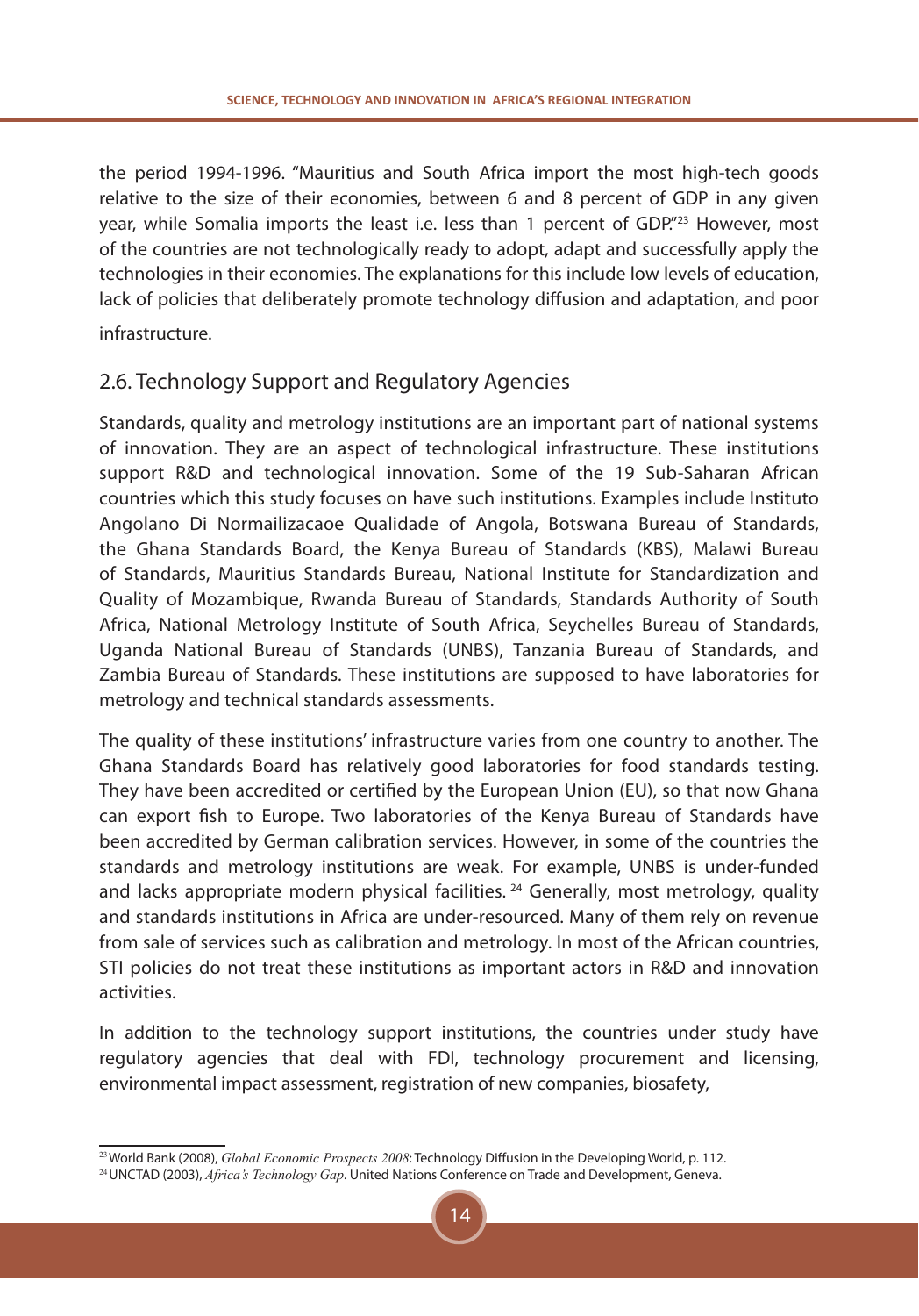the period 1994-1996. "Mauritius and South Africa import the most high-tech goods relative to the size of their economies, between 6 and 8 percent of GDP in any given year, while Somalia imports the least i.e. less than 1 percent of GDP."[23] However, most of the countries are not technologically ready to adopt, adapt and successfully apply the technologies in their economies. The explanations for this include low levels of education, lack of policies that deliberately promote technology diffusion and adaptation, and poor infrastructure.

## 2.6. Technology Support and Regulatory Agencies

Standards, quality and metrology institutions are an important part of national systems of innovation. They are an aspect of technological infrastructure. These institutions support R&D and technological innovation. Some of the 19 Sub-Saharan African countries which this study focuses on have such institutions. Examples include Instituto Angolano Di Normailizacaoe Qualidade of Angola, Botswana Bureau of Standards, the Ghana Standards Board, the Kenya Bureau of Standards (KBS), Malawi Bureau of Standards, Mauritius Standards Bureau, National Institute for Standardization and Quality of Mozambique, Rwanda Bureau of Standards, Standards Authority of South Africa, National Metrology Institute of South Africa, Seychelles Bureau of Standards, Uganda National Bureau of Standards (UNBS), Tanzania Bureau of Standards, and Zambia Bureau of Standards. These institutions are supposed to have laboratories for metrology and technical standards assessments.

The quality of these institutions' infrastructure varies from one country to another. The Ghana Standards Board has relatively good laboratories for food standards testing. They have been accredited or certified by the European Union (EU), so that now Ghana can export fish to Europe. Two laboratories of the Kenya Bureau of Standards have been accredited by German calibration services. However, in some of the countries the standards and metrology institutions are weak. For example, UNBS is under-funded and lacks appropriate modern physical facilities.[24] Generally, most metrology, quality and standards institutions in Africa are under-resourced. Many of them rely on revenue from sale of services such as calibration and metrology. In most of the African countries, STI policies do not treat these institutions as important actors in R&D and innovation activities.

In addition to the technology support institutions, the countries under study have regulatory agencies that deal with FDI, technology procurement and licensing, environmental impact assessment, registration of new companies, biosafety,

---

[23] World Bank (2008), *Global Economic Prospects 2008*: Technology Diffusion in the Developing World, p. 112.

[24] UNCTAD (2003), *Africa's Technology Gap*. United Nations Conference on Trade and Development, Geneva.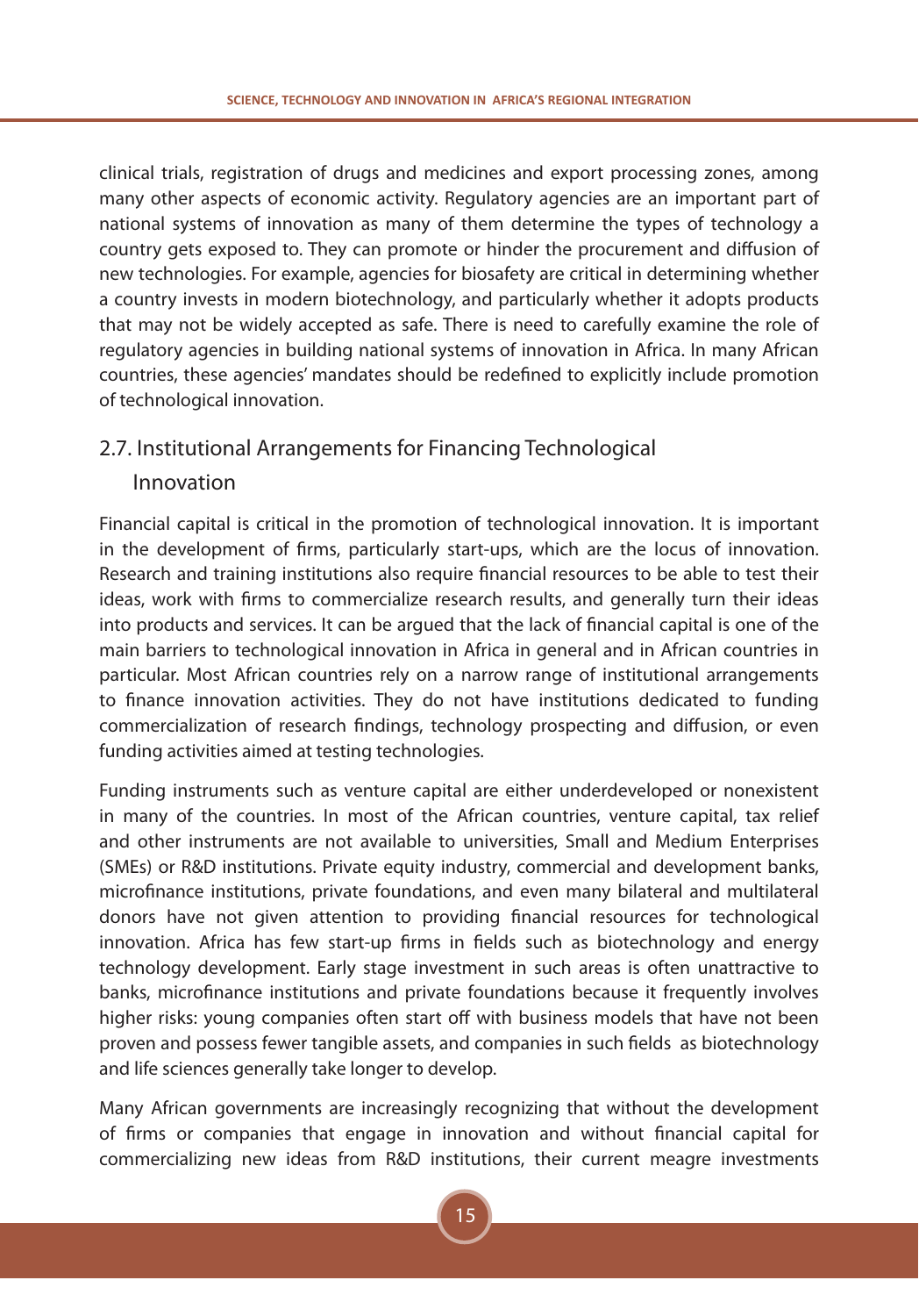clinical trials, registration of drugs and medicines and export processing zones, among many other aspects of economic activity. Regulatory agencies are an important part of national systems of innovation as many of them determine the types of technology a country gets exposed to. They can promote or hinder the procurement and diffusion of new technologies. For example, agencies for biosafety are critical in determining whether a country invests in modern biotechnology, and particularly whether it adopts products that may not be widely accepted as safe. There is need to carefully examine the role of regulatory agencies in building national systems of innovation in Africa. In many African countries, these agencies' mandates should be redefined to explicitly include promotion of technological innovation.

## 2.7. Institutional Arrangements for Financing Technological Innovation

Financial capital is critical in the promotion of technological innovation. It is important in the development of firms, particularly start-ups, which are the locus of innovation. Research and training institutions also require financial resources to be able to test their ideas, work with firms to commercialize research results, and generally turn their ideas into products and services. It can be argued that the lack of financial capital is one of the main barriers to technological innovation in Africa in general and in African countries in particular. Most African countries rely on a narrow range of institutional arrangements to finance innovation activities. They do not have institutions dedicated to funding commercialization of research findings, technology prospecting and diffusion, or even funding activities aimed at testing technologies.

Funding instruments such as venture capital are either underdeveloped or nonexistent in many of the countries. In most of the African countries, venture capital, tax relief and other instruments are not available to universities, Small and Medium Enterprises (SMEs) or R&D institutions. Private equity industry, commercial and development banks, microfinance institutions, private foundations, and even many bilateral and multilateral donors have not given attention to providing financial resources for technological innovation. Africa has few start-up firms in fields such as biotechnology and energy technology development. Early stage investment in such areas is often unattractive to banks, microfinance institutions and private foundations because it frequently involves higher risks: young companies often start off with business models that have not been proven and possess fewer tangible assets, and companies in such fields as biotechnology and life sciences generally take longer to develop.

Many African governments are increasingly recognizing that without the development of firms or companies that engage in innovation and without financial capital for commercializing new ideas from R&D institutions, their current meagre investments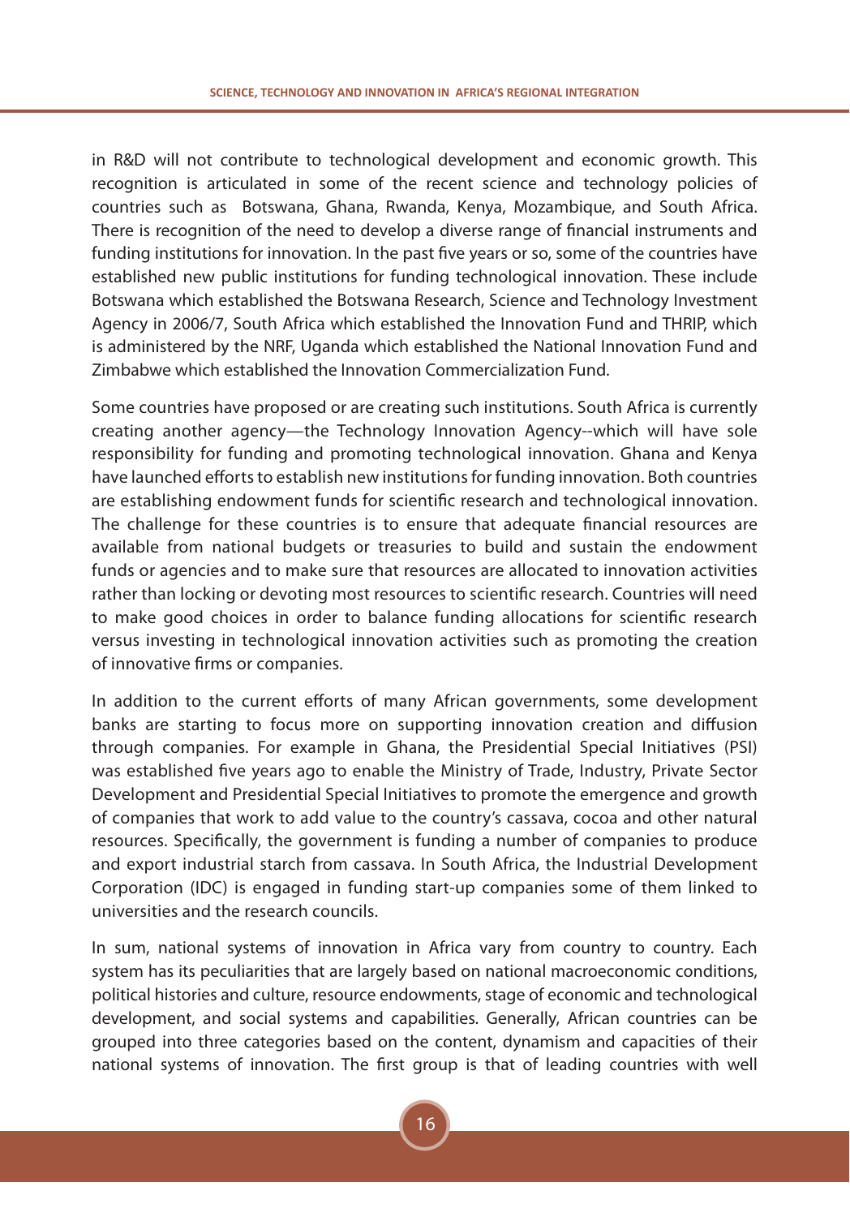in R&D will not contribute to technological development and economic growth. This recognition is articulated in some of the recent science and technology policies of countries such as  Botswana, Ghana, Rwanda, Kenya, Mozambique, and South Africa. There is recognition of the need to develop a diverse range of financial instruments and funding institutions for innovation. In the past five years or so, some of the countries have established new public institutions for funding technological innovation. These include Botswana which established the Botswana Research, Science and Technology Investment Agency in 2006/7, South Africa which established the Innovation Fund and THRIP, which is administered by the NRF, Uganda which established the National Innovation Fund and Zimbabwe which established the Innovation Commercialization Fund.

Some countries have proposed or are creating such institutions. South Africa is currently creating another agency—the Technology Innovation Agency--which will have sole responsibility for funding and promoting technological innovation. Ghana and Kenya have launched efforts to establish new institutions for funding innovation. Both countries are establishing endowment funds for scientific research and technological innovation. The challenge for these countries is to ensure that adequate financial resources are available from national budgets or treasuries to build and sustain the endowment funds or agencies and to make sure that resources are allocated to innovation activities rather than locking or devoting most resources to scientific research. Countries will need to make good choices in order to balance funding allocations for scientific research versus investing in technological innovation activities such as promoting the creation of innovative firms or companies.

In addition to the current efforts of many African governments, some development banks are starting to focus more on supporting innovation creation and diffusion through companies. For example in Ghana, the Presidential Special Initiatives (PSI) was established five years ago to enable the Ministry of Trade, Industry, Private Sector Development and Presidential Special Initiatives to promote the emergence and growth of companies that work to add value to the country's cassava, cocoa and other natural resources. Specifically, the government is funding a number of companies to produce and export industrial starch from cassava. In South Africa, the Industrial Development Corporation (IDC) is engaged in funding start-up companies some of them linked to universities and the research councils.

In sum, national systems of innovation in Africa vary from country to country. Each system has its peculiarities that are largely based on national macroeconomic conditions, political histories and culture, resource endowments, stage of economic and technological development, and social systems and capabilities. Generally, African countries can be grouped into three categories based on the content, dynamism and capacities of their national systems of innovation. The first group is that of leading countries with well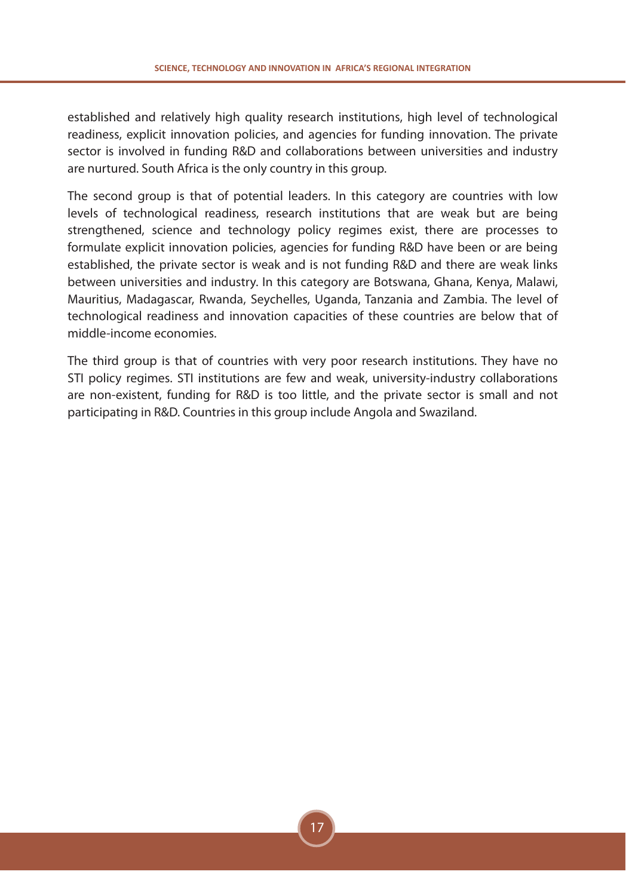established and relatively high quality research institutions, high level of technological readiness, explicit innovation policies, and agencies for funding innovation. The private sector is involved in funding R&D and collaborations between universities and industry are nurtured. South Africa is the only country in this group.

The second group is that of potential leaders. In this category are countries with low levels of technological readiness, research institutions that are weak but are being strengthened, science and technology policy regimes exist, there are processes to formulate explicit innovation policies, agencies for funding R&D have been or are being established, the private sector is weak and is not funding R&D and there are weak links between universities and industry. In this category are Botswana, Ghana, Kenya, Malawi, Mauritius, Madagascar, Rwanda, Seychelles, Uganda, Tanzania and Zambia. The level of technological readiness and innovation capacities of these countries are below that of middle-income economies.

The third group is that of countries with very poor research institutions. They have no STI policy regimes. STI institutions are few and weak, university-industry collaborations are non-existent, funding for R&D is too little, and the private sector is small and not participating in R&D. Countries in this group include Angola and Swaziland.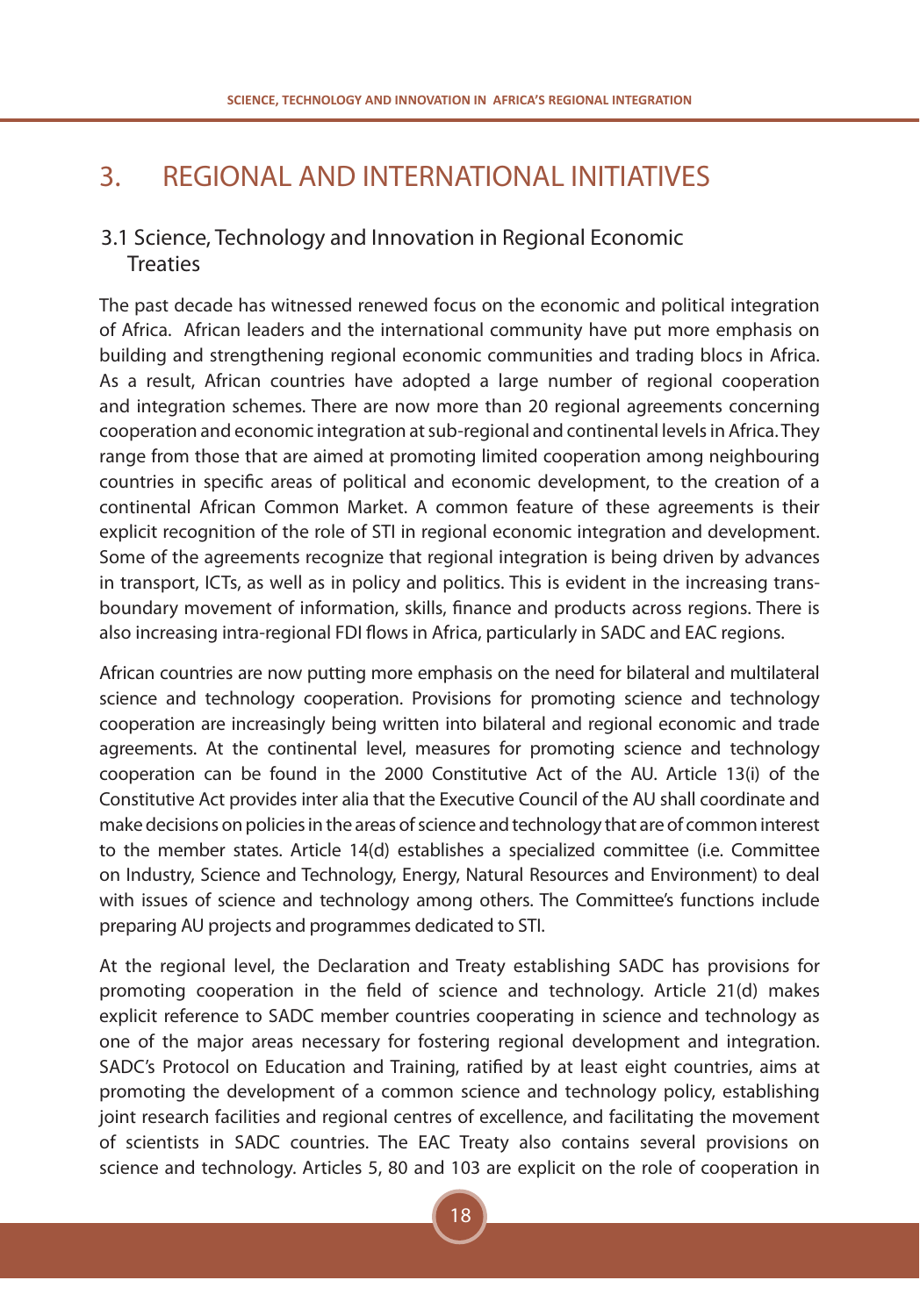# 3. REGIONAL AND INTERNATIONAL INITIATIVES

## 3.1 Science, Technology and Innovation in Regional Economic Treaties

The past decade has witnessed renewed focus on the economic and political integration of Africa. African leaders and the international community have put more emphasis on building and strengthening regional economic communities and trading blocs in Africa. As a result, African countries have adopted a large number of regional cooperation and integration schemes. There are now more than 20 regional agreements concerning cooperation and economic integration at sub-regional and continental levels in Africa. They range from those that are aimed at promoting limited cooperation among neighbouring countries in specific areas of political and economic development, to the creation of a continental African Common Market. A common feature of these agreements is their explicit recognition of the role of STI in regional economic integration and development. Some of the agreements recognize that regional integration is being driven by advances in transport, ICTs, as well as in policy and politics. This is evident in the increasing trans-boundary movement of information, skills, finance and products across regions. There is also increasing intra-regional FDI flows in Africa, particularly in SADC and EAC regions.

African countries are now putting more emphasis on the need for bilateral and multilateral science and technology cooperation. Provisions for promoting science and technology cooperation are increasingly being written into bilateral and regional economic and trade agreements. At the continental level, measures for promoting science and technology cooperation can be found in the 2000 Constitutive Act of the AU. Article 13(i) of the Constitutive Act provides inter alia that the Executive Council of the AU shall coordinate and make decisions on policies in the areas of science and technology that are of common interest to the member states. Article 14(d) establishes a specialized committee (i.e. Committee on Industry, Science and Technology, Energy, Natural Resources and Environment) to deal with issues of science and technology among others. The Committee's functions include preparing AU projects and programmes dedicated to STI.

At the regional level, the Declaration and Treaty establishing SADC has provisions for promoting cooperation in the field of science and technology. Article 21(d) makes explicit reference to SADC member countries cooperating in science and technology as one of the major areas necessary for fostering regional development and integration. SADC's Protocol on Education and Training, ratified by at least eight countries, aims at promoting the development of a common science and technology policy, establishing joint research facilities and regional centres of excellence, and facilitating the movement of scientists in SADC countries. The EAC Treaty also contains several provisions on science and technology. Articles 5, 80 and 103 are explicit on the role of cooperation in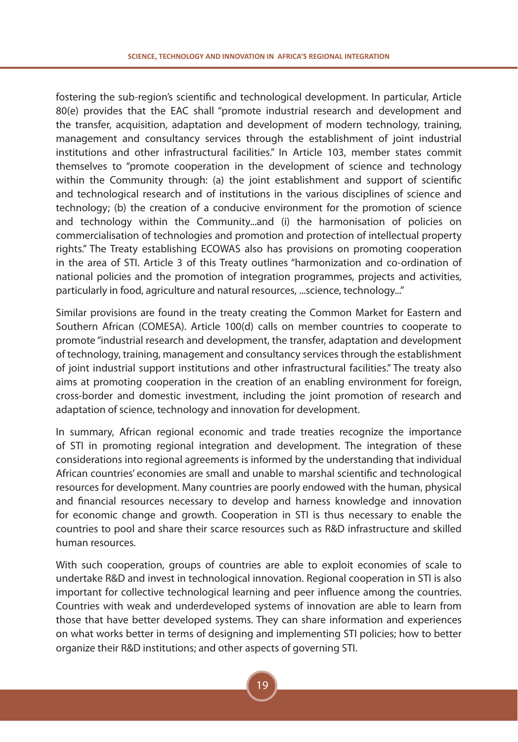fostering the sub-region's scientific and technological development. In particular, Article 80(e) provides that the EAC shall "promote industrial research and development and the transfer, acquisition, adaptation and development of modern technology, training, management and consultancy services through the establishment of joint industrial institutions and other infrastructural facilities." In Article 103, member states commit themselves to "promote cooperation in the development of science and technology within the Community through: (a) the joint establishment and support of scientific and technological research and of institutions in the various disciplines of science and technology; (b) the creation of a conducive environment for the promotion of science and technology within the Community...and (i) the harmonisation of policies on commercialisation of technologies and promotion and protection of intellectual property rights." The Treaty establishing ECOWAS also has provisions on promoting cooperation in the area of STI. Article 3 of this Treaty outlines "harmonization and co-ordination of national policies and the promotion of integration programmes, projects and activities, particularly in food, agriculture and natural resources, ...science, technology..."

Similar provisions are found in the treaty creating the Common Market for Eastern and Southern African (COMESA). Article 100(d) calls on member countries to cooperate to promote "industrial research and development, the transfer, adaptation and development of technology, training, management and consultancy services through the establishment of joint industrial support institutions and other infrastructural facilities." The treaty also aims at promoting cooperation in the creation of an enabling environment for foreign, cross-border and domestic investment, including the joint promotion of research and adaptation of science, technology and innovation for development.

In summary, African regional economic and trade treaties recognize the importance of STI in promoting regional integration and development. The integration of these considerations into regional agreements is informed by the understanding that individual African countries' economies are small and unable to marshal scientific and technological resources for development. Many countries are poorly endowed with the human, physical and financial resources necessary to develop and harness knowledge and innovation for economic change and growth. Cooperation in STI is thus necessary to enable the countries to pool and share their scarce resources such as R&D infrastructure and skilled human resources.

With such cooperation, groups of countries are able to exploit economies of scale to undertake R&D and invest in technological innovation. Regional cooperation in STI is also important for collective technological learning and peer influence among the countries. Countries with weak and underdeveloped systems of innovation are able to learn from those that have better developed systems. They can share information and experiences on what works better in terms of designing and implementing STI policies; how to better organize their R&D institutions; and other aspects of governing STI.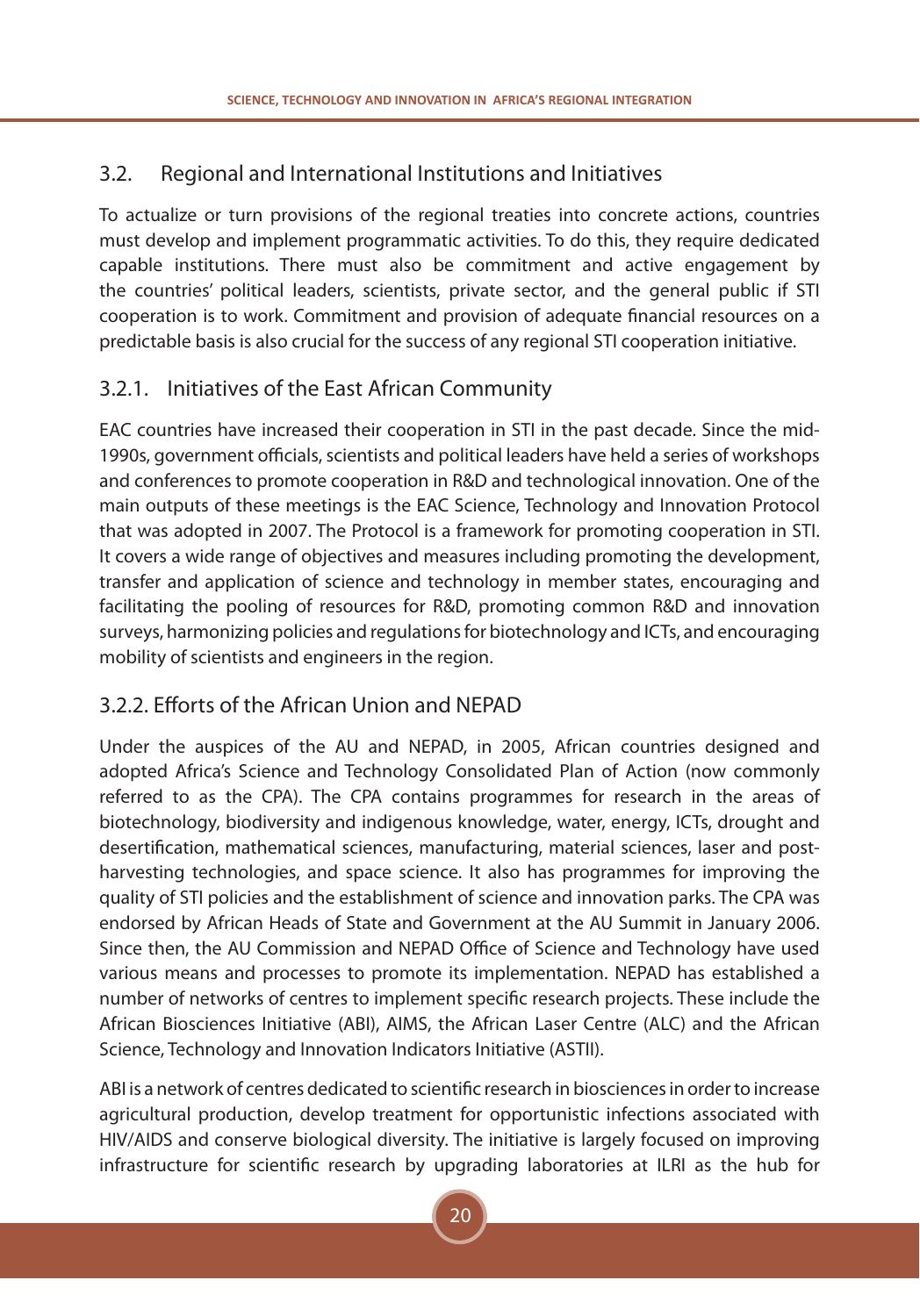## 3.2. Regional and International Institutions and Initiatives

To actualize or turn provisions of the regional treaties into concrete actions, countries must develop and implement programmatic activities. To do this, they require dedicated capable institutions. There must also be commitment and active engagement by the countries' political leaders, scientists, private sector, and the general public if STI cooperation is to work. Commitment and provision of adequate financial resources on a predictable basis is also crucial for the success of any regional STI cooperation initiative.

### 3.2.1. Initiatives of the East African Community

EAC countries have increased their cooperation in STI in the past decade. Since the mid-1990s, government officials, scientists and political leaders have held a series of workshops and conferences to promote cooperation in R&D and technological innovation. One of the main outputs of these meetings is the EAC Science, Technology and Innovation Protocol that was adopted in 2007. The Protocol is a framework for promoting cooperation in STI. It covers a wide range of objectives and measures including promoting the development, transfer and application of science and technology in member states, encouraging and facilitating the pooling of resources for R&D, promoting common R&D and innovation surveys, harmonizing policies and regulations for biotechnology and ICTs, and encouraging mobility of scientists and engineers in the region.

### 3.2.2. Efforts of the African Union and NEPAD

Under the auspices of the AU and NEPAD, in 2005, African countries designed and adopted Africa's Science and Technology Consolidated Plan of Action (now commonly referred to as the CPA). The CPA contains programmes for research in the areas of biotechnology, biodiversity and indigenous knowledge, water, energy, ICTs, drought and desertification, mathematical sciences, manufacturing, material sciences, laser and post-harvesting technologies, and space science. It also has programmes for improving the quality of STI policies and the establishment of science and innovation parks. The CPA was endorsed by African Heads of State and Government at the AU Summit in January 2006. Since then, the AU Commission and NEPAD Office of Science and Technology have used various means and processes to promote its implementation. NEPAD has established a number of networks of centres to implement specific research projects. These include the African Biosciences Initiative (ABI), AIMS, the African Laser Centre (ALC) and the African Science, Technology and Innovation Indicators Initiative (ASTII).

ABI is a network of centres dedicated to scientific research in biosciences in order to increase agricultural production, develop treatment for opportunistic infections associated with HIV/AIDS and conserve biological diversity. The initiative is largely focused on improving infrastructure for scientific research by upgrading laboratories at ILRI as the hub for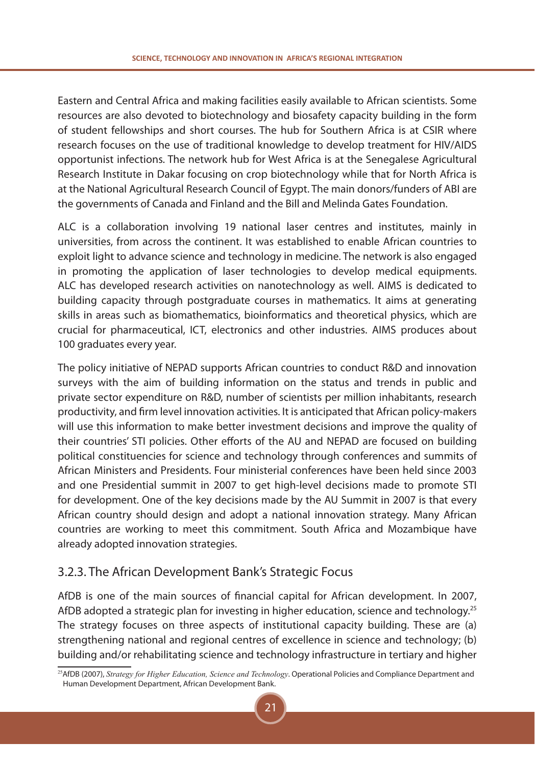Eastern and Central Africa and making facilities easily available to African scientists. Some resources are also devoted to biotechnology and biosafety capacity building in the form of student fellowships and short courses. The hub for Southern Africa is at CSIR where research focuses on the use of traditional knowledge to develop treatment for HIV/AIDS opportunist infections. The network hub for West Africa is at the Senegalese Agricultural Research Institute in Dakar focusing on crop biotechnology while that for North Africa is at the National Agricultural Research Council of Egypt. The main donors/funders of ABI are the governments of Canada and Finland and the Bill and Melinda Gates Foundation.

ALC is a collaboration involving 19 national laser centres and institutes, mainly in universities, from across the continent. It was established to enable African countries to exploit light to advance science and technology in medicine. The network is also engaged in promoting the application of laser technologies to develop medical equipments. ALC has developed research activities on nanotechnology as well. AIMS is dedicated to building capacity through postgraduate courses in mathematics. It aims at generating skills in areas such as biomathematics, bioinformatics and theoretical physics, which are crucial for pharmaceutical, ICT, electronics and other industries. AIMS produces about 100 graduates every year.

The policy initiative of NEPAD supports African countries to conduct R&D and innovation surveys with the aim of building information on the status and trends in public and private sector expenditure on R&D, number of scientists per million inhabitants, research productivity, and firm level innovation activities. It is anticipated that African policy-makers will use this information to make better investment decisions and improve the quality of their countries' STI policies. Other efforts of the AU and NEPAD are focused on building political constituencies for science and technology through conferences and summits of African Ministers and Presidents. Four ministerial conferences have been held since 2003 and one Presidential summit in 2007 to get high-level decisions made to promote STI for development. One of the key decisions made by the AU Summit in 2007 is that every African country should design and adopt a national innovation strategy. Many African countries are working to meet this commitment. South Africa and Mozambique have already adopted innovation strategies.

### 3.2.3. The African Development Bank's Strategic Focus

AfDB is one of the main sources of financial capital for African development. In 2007, AfDB adopted a strategic plan for investing in higher education, science and technology.[25] The strategy focuses on three aspects of institutional capacity building. These are (a) strengthening national and regional centres of excellence in science and technology; (b) building and/or rehabilitating science and technology infrastructure in tertiary and higher

[25] AfDB (2007), *Strategy for Higher Education, Science and Technology*. Operational Policies and Compliance Department and Human Development Department, African Development Bank.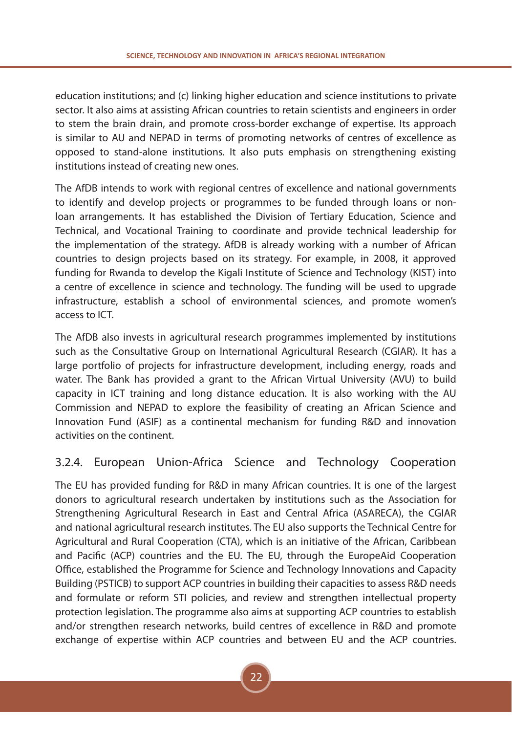education institutions; and (c) linking higher education and science institutions to private sector. It also aims at assisting African countries to retain scientists and engineers in order to stem the brain drain, and promote cross-border exchange of expertise. Its approach is similar to AU and NEPAD in terms of promoting networks of centres of excellence as opposed to stand-alone institutions. It also puts emphasis on strengthening existing institutions instead of creating new ones.

The AfDB intends to work with regional centres of excellence and national governments to identify and develop projects or programmes to be funded through loans or non-loan arrangements. It has established the Division of Tertiary Education, Science and Technical, and Vocational Training to coordinate and provide technical leadership for the implementation of the strategy. AfDB is already working with a number of African countries to design projects based on its strategy. For example, in 2008, it approved funding for Rwanda to develop the Kigali Institute of Science and Technology (KIST) into a centre of excellence in science and technology. The funding will be used to upgrade infrastructure, establish a school of environmental sciences, and promote women's access to ICT.

The AfDB also invests in agricultural research programmes implemented by institutions such as the Consultative Group on International Agricultural Research (CGIAR). It has a large portfolio of projects for infrastructure development, including energy, roads and water. The Bank has provided a grant to the African Virtual University (AVU) to build capacity in ICT training and long distance education. It is also working with the AU Commission and NEPAD to explore the feasibility of creating an African Science and Innovation Fund (ASIF) as a continental mechanism for funding R&D and innovation activities on the continent.

### 3.2.4. European Union-Africa Science and Technology Cooperation

The EU has provided funding for R&D in many African countries. It is one of the largest donors to agricultural research undertaken by institutions such as the Association for Strengthening Agricultural Research in East and Central Africa (ASARECA), the CGIAR and national agricultural research institutes. The EU also supports the Technical Centre for Agricultural and Rural Cooperation (CTA), which is an initiative of the African, Caribbean and Pacific (ACP) countries and the EU. The EU, through the EuropeAid Cooperation Office, established the Programme for Science and Technology Innovations and Capacity Building (PSTICB) to support ACP countries in building their capacities to assess R&D needs and formulate or reform STI policies, and review and strengthen intellectual property protection legislation. The programme also aims at supporting ACP countries to establish and/or strengthen research networks, build centres of excellence in R&D and promote exchange of expertise within ACP countries and between EU and the ACP countries.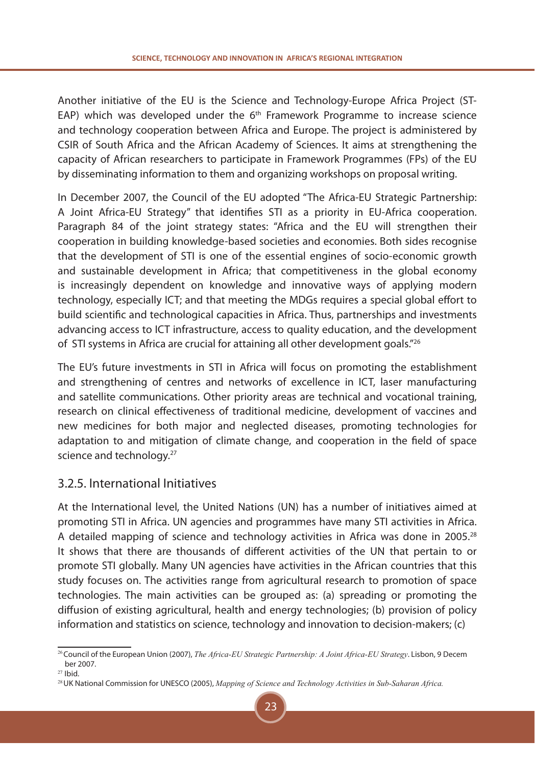Another initiative of the EU is the Science and Technology-Europe Africa Project (ST-EAP) which was developed under the 6th Framework Programme to increase science and technology cooperation between Africa and Europe. The project is administered by CSIR of South Africa and the African Academy of Sciences. It aims at strengthening the capacity of African researchers to participate in Framework Programmes (FPs) of the EU by disseminating information to them and organizing workshops on proposal writing.

In December 2007, the Council of the EU adopted "The Africa-EU Strategic Partnership: A Joint Africa-EU Strategy" that identifies STI as a priority in EU-Africa cooperation. Paragraph 84 of the joint strategy states: "Africa and the EU will strengthen their cooperation in building knowledge-based societies and economies. Both sides recognise that the development of STI is one of the essential engines of socio-economic growth and sustainable development in Africa; that competitiveness in the global economy is increasingly dependent on knowledge and innovative ways of applying modern technology, especially ICT; and that meeting the MDGs requires a special global effort to build scientific and technological capacities in Africa. Thus, partnerships and investments advancing access to ICT infrastructure, access to quality education, and the development of STI systems in Africa are crucial for attaining all other development goals."[26]

The EU's future investments in STI in Africa will focus on promoting the establishment and strengthening of centres and networks of excellence in ICT, laser manufacturing and satellite communications. Other priority areas are technical and vocational training, research on clinical effectiveness of traditional medicine, development of vaccines and new medicines for both major and neglected diseases, promoting technologies for adaptation to and mitigation of climate change, and cooperation in the field of space science and technology.[27]

## 3.2.5. International Initiatives

At the International level, the United Nations (UN) has a number of initiatives aimed at promoting STI in Africa. UN agencies and programmes have many STI activities in Africa. A detailed mapping of science and technology activities in Africa was done in 2005.[28] It shows that there are thousands of different activities of the UN that pertain to or promote STI globally. Many UN agencies have activities in the African countries that this study focuses on. The activities range from agricultural research to promotion of space technologies. The main activities can be grouped as: (a) spreading or promoting the diffusion of existing agricultural, health and energy technologies; (b) provision of policy information and statistics on science, technology and innovation to decision-makers; (c)

---

[26] Council of the European Union (2007), *The Africa-EU Strategic Partnership: A Joint Africa-EU Strategy*. Lisbon, 9 December 2007.

[27] Ibid.

[28] UK National Commission for UNESCO (2005), *Mapping of Science and Technology Activities in Sub-Saharan Africa.*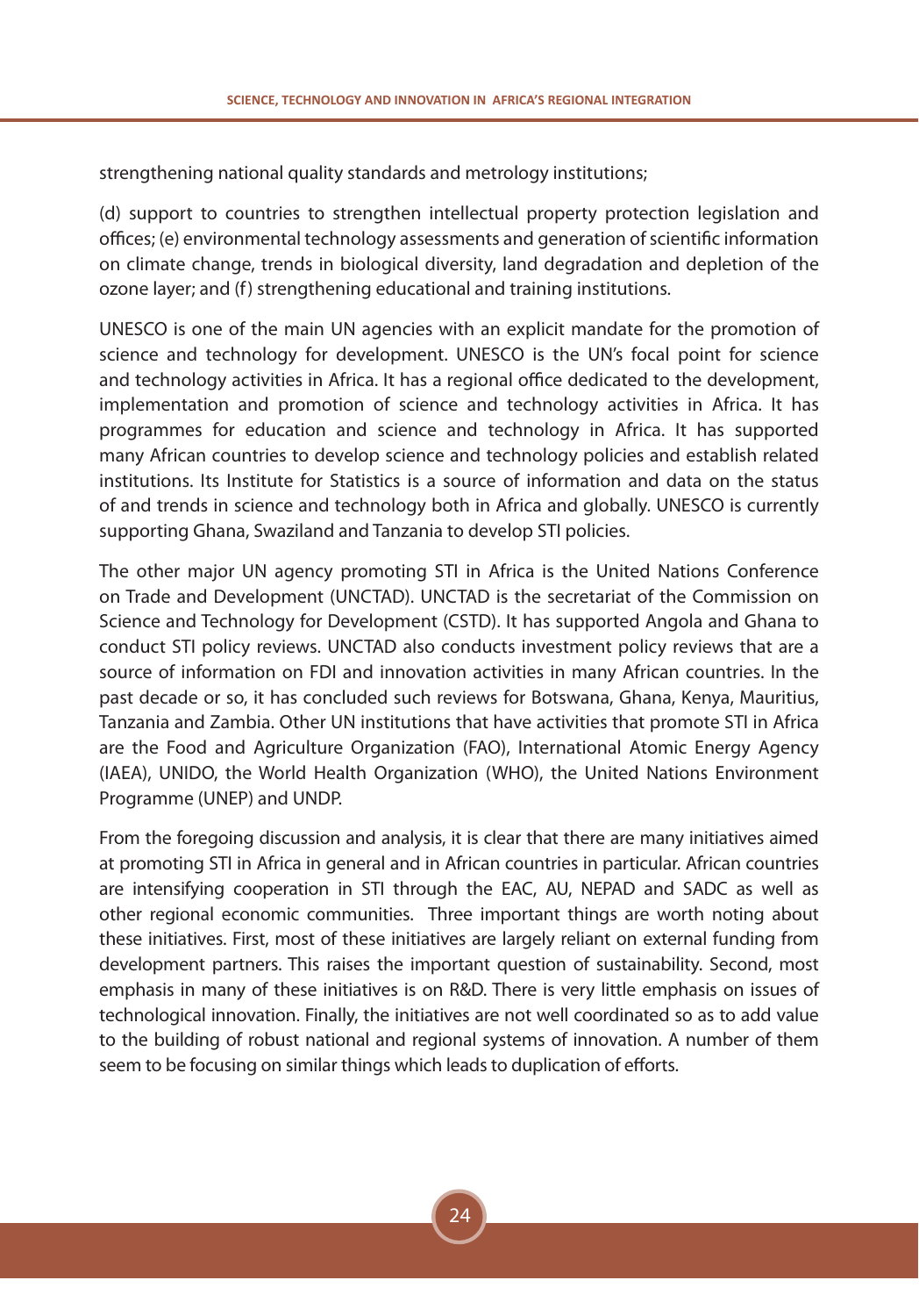strengthening national quality standards and metrology institutions;

(d) support to countries to strengthen intellectual property protection legislation and offices; (e) environmental technology assessments and generation of scientific information on climate change, trends in biological diversity, land degradation and depletion of the ozone layer; and (f) strengthening educational and training institutions.

UNESCO is one of the main UN agencies with an explicit mandate for the promotion of science and technology for development. UNESCO is the UN's focal point for science and technology activities in Africa. It has a regional office dedicated to the development, implementation and promotion of science and technology activities in Africa. It has programmes for education and science and technology in Africa. It has supported many African countries to develop science and technology policies and establish related institutions. Its Institute for Statistics is a source of information and data on the status of and trends in science and technology both in Africa and globally. UNESCO is currently supporting Ghana, Swaziland and Tanzania to develop STI policies.

The other major UN agency promoting STI in Africa is the United Nations Conference on Trade and Development (UNCTAD). UNCTAD is the secretariat of the Commission on Science and Technology for Development (CSTD). It has supported Angola and Ghana to conduct STI policy reviews. UNCTAD also conducts investment policy reviews that are a source of information on FDI and innovation activities in many African countries. In the past decade or so, it has concluded such reviews for Botswana, Ghana, Kenya, Mauritius, Tanzania and Zambia. Other UN institutions that have activities that promote STI in Africa are the Food and Agriculture Organization (FAO), International Atomic Energy Agency (IAEA), UNIDO, the World Health Organization (WHO), the United Nations Environment Programme (UNEP) and UNDP.

From the foregoing discussion and analysis, it is clear that there are many initiatives aimed at promoting STI in Africa in general and in African countries in particular. African countries are intensifying cooperation in STI through the EAC, AU, NEPAD and SADC as well as other regional economic communities. Three important things are worth noting about these initiatives. First, most of these initiatives are largely reliant on external funding from development partners. This raises the important question of sustainability. Second, most emphasis in many of these initiatives is on R&D. There is very little emphasis on issues of technological innovation. Finally, the initiatives are not well coordinated so as to add value to the building of robust national and regional systems of innovation. A number of them seem to be focusing on similar things which leads to duplication of efforts.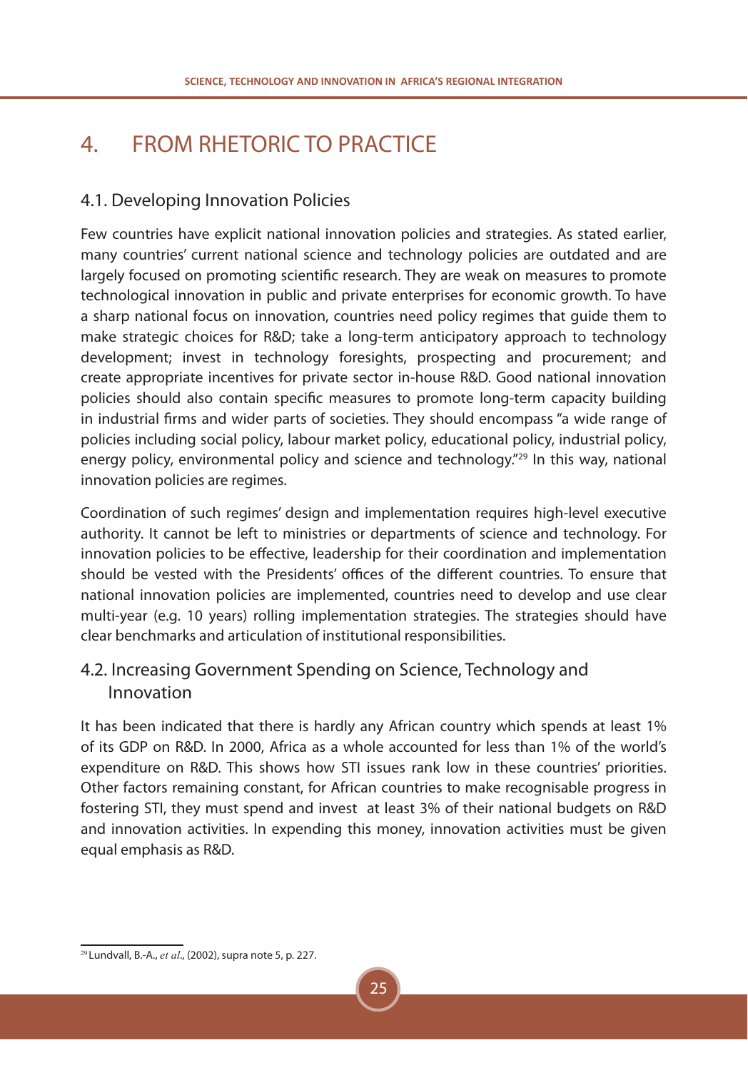# 4. FROM RHETORIC TO PRACTICE

## 4.1. Developing Innovation Policies

Few countries have explicit national innovation policies and strategies. As stated earlier, many countries' current national science and technology policies are outdated and are largely focused on promoting scientific research. They are weak on measures to promote technological innovation in public and private enterprises for economic growth. To have a sharp national focus on innovation, countries need policy regimes that guide them to make strategic choices for R&D; take a long-term anticipatory approach to technology development; invest in technology foresights, prospecting and procurement; and create appropriate incentives for private sector in-house R&D. Good national innovation policies should also contain specific measures to promote long-term capacity building in industrial firms and wider parts of societies. They should encompass "a wide range of policies including social policy, labour market policy, educational policy, industrial policy, energy policy, environmental policy and science and technology."[29] In this way, national innovation policies are regimes.

Coordination of such regimes' design and implementation requires high-level executive authority. It cannot be left to ministries or departments of science and technology. For innovation policies to be effective, leadership for their coordination and implementation should be vested with the Presidents' offices of the different countries. To ensure that national innovation policies are implemented, countries need to develop and use clear multi-year (e.g. 10 years) rolling implementation strategies. The strategies should have clear benchmarks and articulation of institutional responsibilities.

## 4.2. Increasing Government Spending on Science, Technology and Innovation

It has been indicated that there is hardly any African country which spends at least 1% of its GDP on R&D. In 2000, Africa as a whole accounted for less than 1% of the world's expenditure on R&D. This shows how STI issues rank low in these countries' priorities. Other factors remaining constant, for African countries to make recognisable progress in fostering STI, they must spend and invest at least 3% of their national budgets on R&D and innovation activities. In expending this money, innovation activities must be given equal emphasis as R&D.

[29] Lundvall, B.-A., *et al*., (2002), supra note 5, p. 227.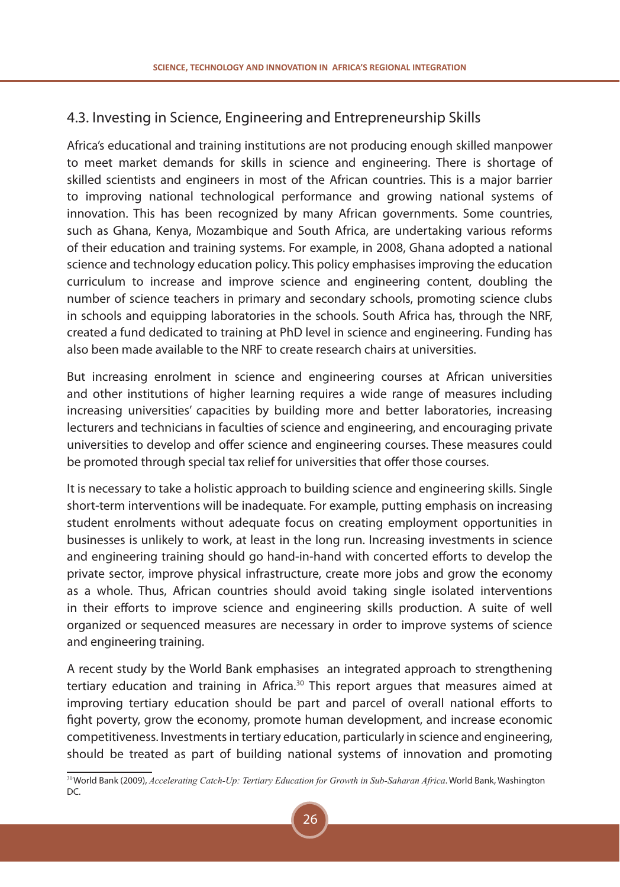## 4.3. Investing in Science, Engineering and Entrepreneurship Skills

Africa's educational and training institutions are not producing enough skilled manpower to meet market demands for skills in science and engineering. There is shortage of skilled scientists and engineers in most of the African countries. This is a major barrier to improving national technological performance and growing national systems of innovation. This has been recognized by many African governments. Some countries, such as Ghana, Kenya, Mozambique and South Africa, are undertaking various reforms of their education and training systems. For example, in 2008, Ghana adopted a national science and technology education policy. This policy emphasises improving the education curriculum to increase and improve science and engineering content, doubling the number of science teachers in primary and secondary schools, promoting science clubs in schools and equipping laboratories in the schools. South Africa has, through the NRF, created a fund dedicated to training at PhD level in science and engineering. Funding has also been made available to the NRF to create research chairs at universities.

But increasing enrolment in science and engineering courses at African universities and other institutions of higher learning requires a wide range of measures including increasing universities' capacities by building more and better laboratories, increasing lecturers and technicians in faculties of science and engineering, and encouraging private universities to develop and offer science and engineering courses. These measures could be promoted through special tax relief for universities that offer those courses.

It is necessary to take a holistic approach to building science and engineering skills. Single short-term interventions will be inadequate. For example, putting emphasis on increasing student enrolments without adequate focus on creating employment opportunities in businesses is unlikely to work, at least in the long run. Increasing investments in science and engineering training should go hand-in-hand with concerted efforts to develop the private sector, improve physical infrastructure, create more jobs and grow the economy as a whole. Thus, African countries should avoid taking single isolated interventions in their efforts to improve science and engineering skills production. A suite of well organized or sequenced measures are necessary in order to improve systems of science and engineering training.

A recent study by the World Bank emphasises an integrated approach to strengthening tertiary education and training in Africa.[30] This report argues that measures aimed at improving tertiary education should be part and parcel of overall national efforts to fight poverty, grow the economy, promote human development, and increase economic competitiveness. Investments in tertiary education, particularly in science and engineering, should be treated as part of building national systems of innovation and promoting

[30] World Bank (2009), *Accelerating Catch-Up: Tertiary Education for Growth in Sub-Saharan Africa*. World Bank, Washington DC.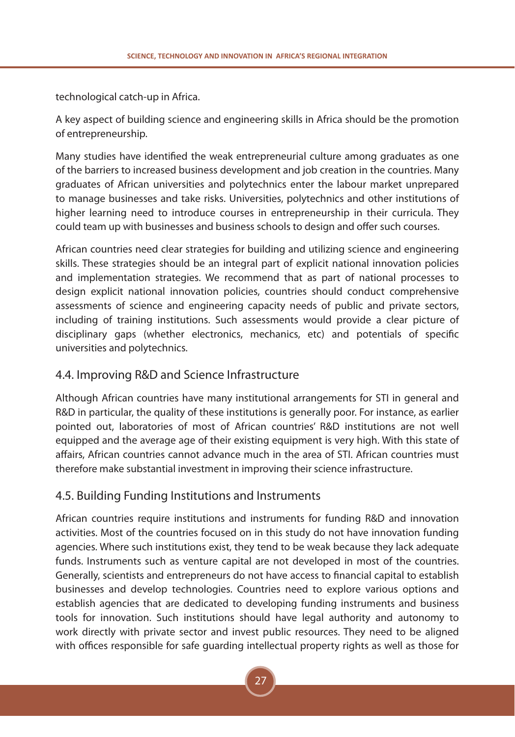technological catch-up in Africa.

A key aspect of building science and engineering skills in Africa should be the promotion of entrepreneurship.

Many studies have identified the weak entrepreneurial culture among graduates as one of the barriers to increased business development and job creation in the countries. Many graduates of African universities and polytechnics enter the labour market unprepared to manage businesses and take risks. Universities, polytechnics and other institutions of higher learning need to introduce courses in entrepreneurship in their curricula. They could team up with businesses and business schools to design and offer such courses.

African countries need clear strategies for building and utilizing science and engineering skills. These strategies should be an integral part of explicit national innovation policies and implementation strategies. We recommend that as part of national processes to design explicit national innovation policies, countries should conduct comprehensive assessments of science and engineering capacity needs of public and private sectors, including of training institutions. Such assessments would provide a clear picture of disciplinary gaps (whether electronics, mechanics, etc) and potentials of specific universities and polytechnics.

## 4.4. Improving R&D and Science Infrastructure

Although African countries have many institutional arrangements for STI in general and R&D in particular, the quality of these institutions is generally poor. For instance, as earlier pointed out, laboratories of most of African countries' R&D institutions are not well equipped and the average age of their existing equipment is very high. With this state of affairs, African countries cannot advance much in the area of STI. African countries must therefore make substantial investment in improving their science infrastructure.

## 4.5. Building Funding Institutions and Instruments

African countries require institutions and instruments for funding R&D and innovation activities. Most of the countries focused on in this study do not have innovation funding agencies. Where such institutions exist, they tend to be weak because they lack adequate funds. Instruments such as venture capital are not developed in most of the countries. Generally, scientists and entrepreneurs do not have access to financial capital to establish businesses and develop technologies. Countries need to explore various options and establish agencies that are dedicated to developing funding instruments and business tools for innovation. Such institutions should have legal authority and autonomy to work directly with private sector and invest public resources. They need to be aligned with offices responsible for safe guarding intellectual property rights as well as those for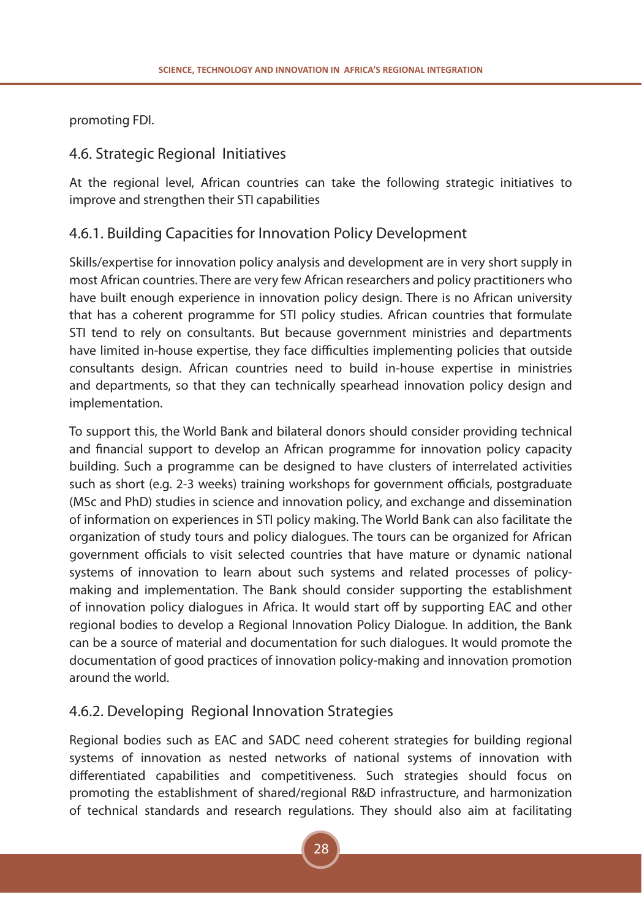promoting FDI.

## 4.6. Strategic Regional Initiatives

At the regional level, African countries can take the following strategic initiatives to improve and strengthen their STI capabilities

### 4.6.1. Building Capacities for Innovation Policy Development

Skills/expertise for innovation policy analysis and development are in very short supply in most African countries. There are very few African researchers and policy practitioners who have built enough experience in innovation policy design. There is no African university that has a coherent programme for STI policy studies. African countries that formulate STI tend to rely on consultants. But because government ministries and departments have limited in-house expertise, they face difficulties implementing policies that outside consultants design. African countries need to build in-house expertise in ministries and departments, so that they can technically spearhead innovation policy design and implementation.

To support this, the World Bank and bilateral donors should consider providing technical and financial support to develop an African programme for innovation policy capacity building. Such a programme can be designed to have clusters of interrelated activities such as short (e.g. 2-3 weeks) training workshops for government officials, postgraduate (MSc and PhD) studies in science and innovation policy, and exchange and dissemination of information on experiences in STI policy making. The World Bank can also facilitate the organization of study tours and policy dialogues. The tours can be organized for African government officials to visit selected countries that have mature or dynamic national systems of innovation to learn about such systems and related processes of policy-making and implementation. The Bank should consider supporting the establishment of innovation policy dialogues in Africa. It would start off by supporting EAC and other regional bodies to develop a Regional Innovation Policy Dialogue. In addition, the Bank can be a source of material and documentation for such dialogues. It would promote the documentation of good practices of innovation policy-making and innovation promotion around the world.

### 4.6.2. Developing Regional Innovation Strategies

Regional bodies such as EAC and SADC need coherent strategies for building regional systems of innovation as nested networks of national systems of innovation with differentiated capabilities and competitiveness. Such strategies should focus on promoting the establishment of shared/regional R&D infrastructure, and harmonization of technical standards and research regulations. They should also aim at facilitating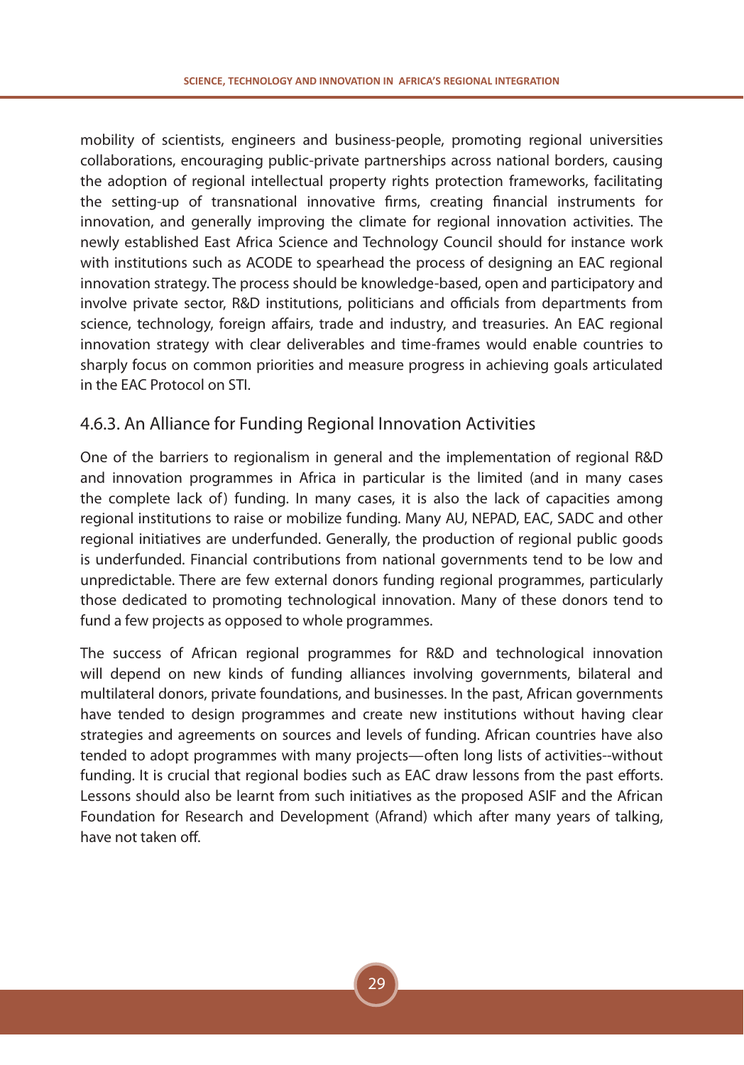mobility of scientists, engineers and business-people, promoting regional universities collaborations, encouraging public-private partnerships across national borders, causing the adoption of regional intellectual property rights protection frameworks, facilitating the setting-up of transnational innovative firms, creating financial instruments for innovation, and generally improving the climate for regional innovation activities. The newly established East Africa Science and Technology Council should for instance work with institutions such as ACODE to spearhead the process of designing an EAC regional innovation strategy. The process should be knowledge-based, open and participatory and involve private sector, R&D institutions, politicians and officials from departments from science, technology, foreign affairs, trade and industry, and treasuries. An EAC regional innovation strategy with clear deliverables and time-frames would enable countries to sharply focus on common priorities and measure progress in achieving goals articulated in the EAC Protocol on STI.

### 4.6.3. An Alliance for Funding Regional Innovation Activities

One of the barriers to regionalism in general and the implementation of regional R&D and innovation programmes in Africa in particular is the limited (and in many cases the complete lack of) funding. In many cases, it is also the lack of capacities among regional institutions to raise or mobilize funding. Many AU, NEPAD, EAC, SADC and other regional initiatives are underfunded. Generally, the production of regional public goods is underfunded. Financial contributions from national governments tend to be low and unpredictable. There are few external donors funding regional programmes, particularly those dedicated to promoting technological innovation. Many of these donors tend to fund a few projects as opposed to whole programmes.

The success of African regional programmes for R&D and technological innovation will depend on new kinds of funding alliances involving governments, bilateral and multilateral donors, private foundations, and businesses. In the past, African governments have tended to design programmes and create new institutions without having clear strategies and agreements on sources and levels of funding. African countries have also tended to adopt programmes with many projects—often long lists of activities--without funding. It is crucial that regional bodies such as EAC draw lessons from the past efforts. Lessons should also be learnt from such initiatives as the proposed ASIF and the African Foundation for Research and Development (Afrand) which after many years of talking, have not taken off.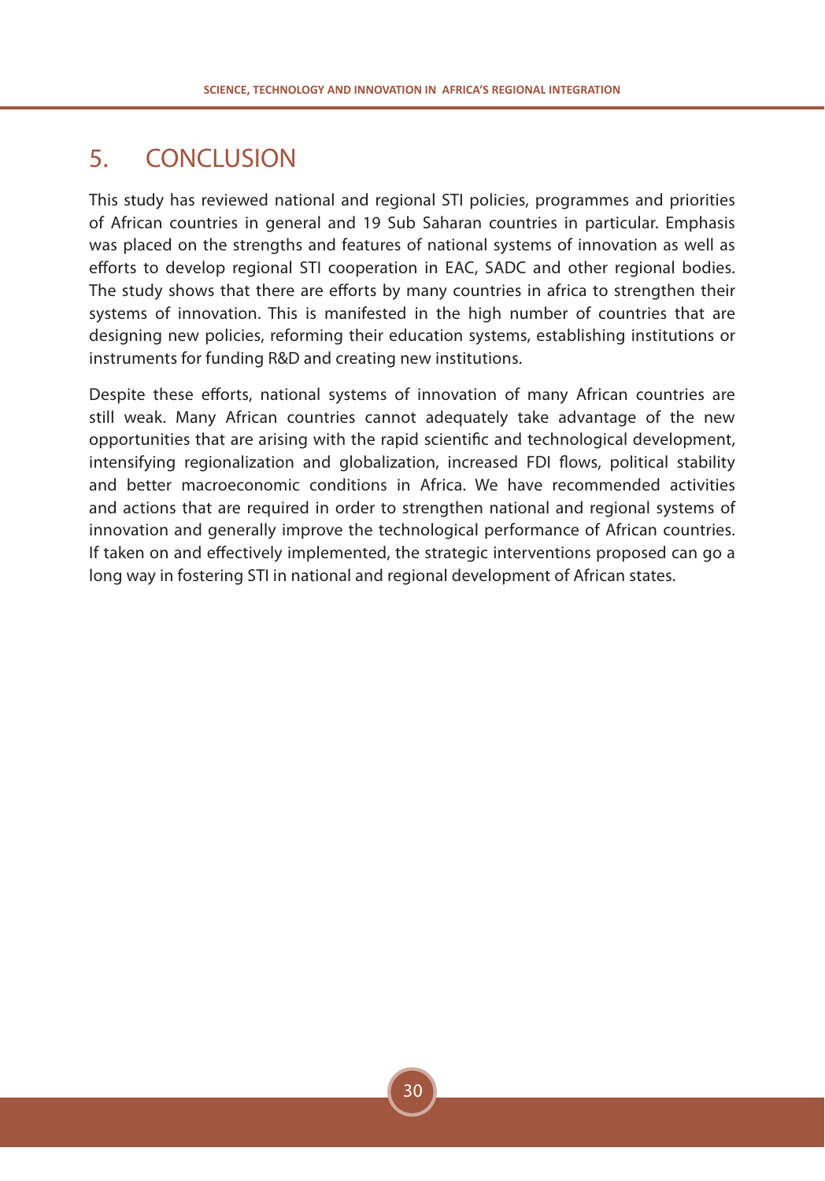# 5. CONCLUSION

This study has reviewed national and regional STI policies, programmes and priorities of African countries in general and 19 Sub Saharan countries in particular. Emphasis was placed on the strengths and features of national systems of innovation as well as efforts to develop regional STI cooperation in EAC, SADC and other regional bodies. The study shows that there are efforts by many countries in africa to strengthen their systems of innovation. This is manifested in the high number of countries that are designing new policies, reforming their education systems, establishing institutions or instruments for funding R&D and creating new institutions.

Despite these efforts, national systems of innovation of many African countries are still weak. Many African countries cannot adequately take advantage of the new opportunities that are arising with the rapid scientific and technological development, intensifying regionalization and globalization, increased FDI flows, political stability and better macroeconomic conditions in Africa. We have recommended activities and actions that are required in order to strengthen national and regional systems of innovation and generally improve the technological performance of African countries. If taken on and effectively implemented, the strategic interventions proposed can go a long way in fostering STI in national and regional development of African states.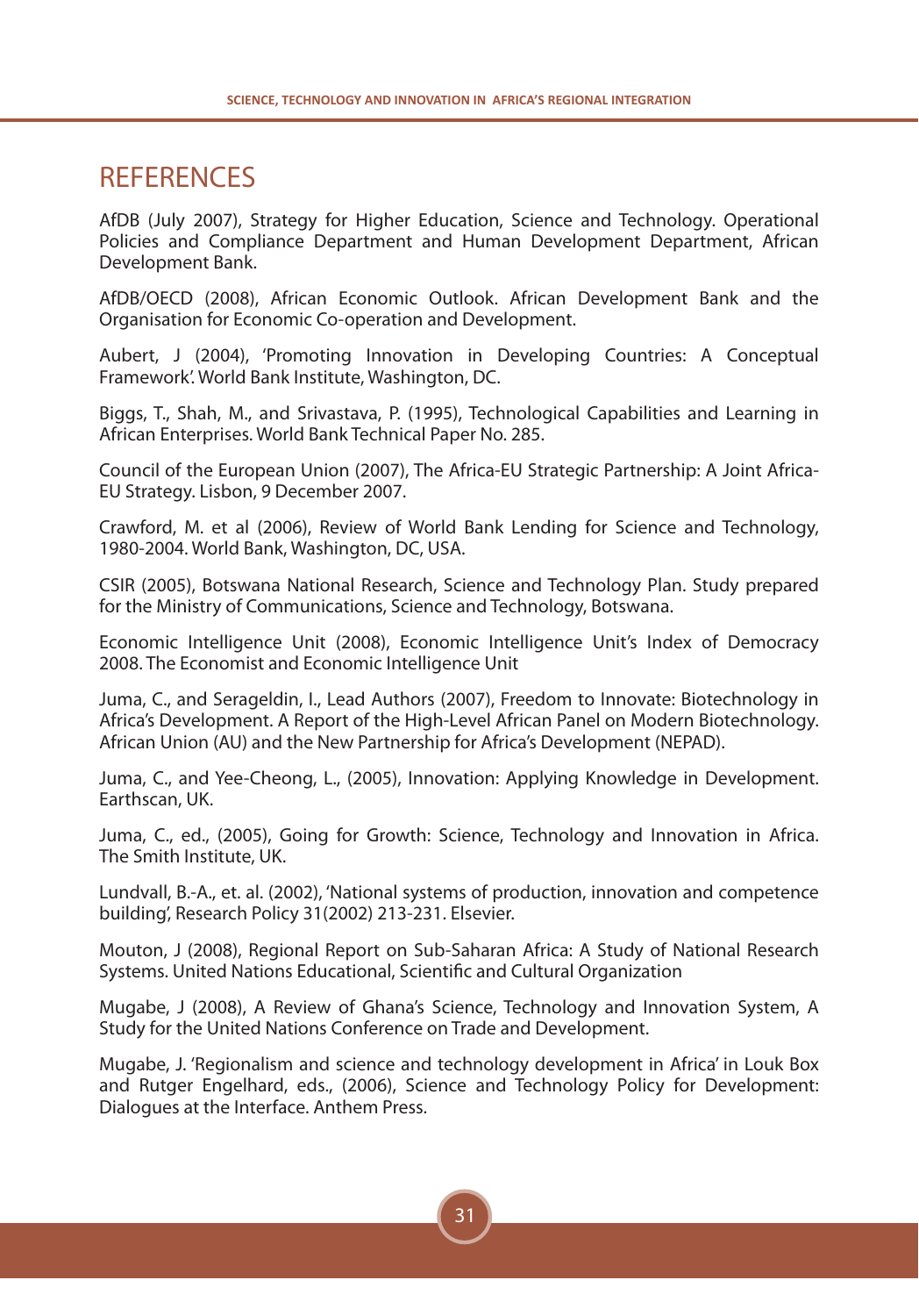# REFERENCES

AfDB (July 2007), Strategy for Higher Education, Science and Technology. Operational Policies and Compliance Department and Human Development Department, African Development Bank.

AfDB/OECD (2008), African Economic Outlook. African Development Bank and the Organisation for Economic Co-operation and Development.

Aubert, J (2004), 'Promoting Innovation in Developing Countries: A Conceptual Framework'. World Bank Institute, Washington, DC.

Biggs, T., Shah, M., and Srivastava, P. (1995), Technological Capabilities and Learning in African Enterprises. World Bank Technical Paper No. 285.

Council of the European Union (2007), The Africa-EU Strategic Partnership: A Joint Africa-EU Strategy. Lisbon, 9 December 2007.

Crawford, M. et al (2006), Review of World Bank Lending for Science and Technology, 1980-2004. World Bank, Washington, DC, USA.

CSIR (2005), Botswana National Research, Science and Technology Plan. Study prepared for the Ministry of Communications, Science and Technology, Botswana.

Economic Intelligence Unit (2008), Economic Intelligence Unit's Index of Democracy 2008. The Economist and Economic Intelligence Unit

Juma, C., and Serageldin, I., Lead Authors (2007), Freedom to Innovate: Biotechnology in Africa's Development. A Report of the High-Level African Panel on Modern Biotechnology. African Union (AU) and the New Partnership for Africa's Development (NEPAD).

Juma, C., and Yee-Cheong, L., (2005), Innovation: Applying Knowledge in Development. Earthscan, UK.

Juma, C., ed., (2005), Going for Growth: Science, Technology and Innovation in Africa. The Smith Institute, UK.

Lundvall, B.-A., et. al. (2002), 'National systems of production, innovation and competence building', Research Policy 31(2002) 213-231. Elsevier.

Mouton, J (2008), Regional Report on Sub-Saharan Africa: A Study of National Research Systems. United Nations Educational, Scientific and Cultural Organization

Mugabe, J (2008), A Review of Ghana's Science, Technology and Innovation System, A Study for the United Nations Conference on Trade and Development.

Mugabe, J. 'Regionalism and science and technology development in Africa' in Louk Box and Rutger Engelhard, eds., (2006), Science and Technology Policy for Development: Dialogues at the Interface. Anthem Press.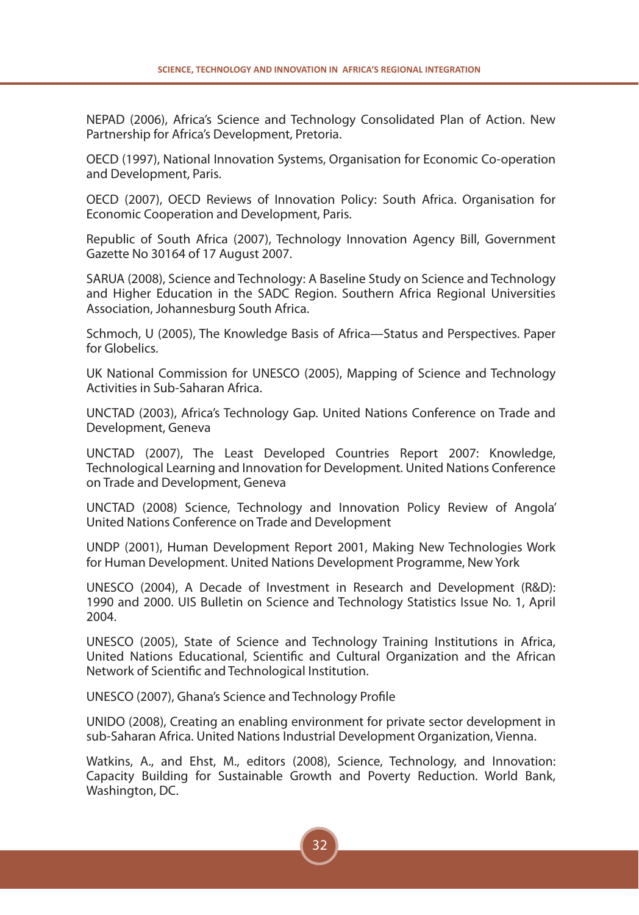NEPAD (2006), Africa's Science and Technology Consolidated Plan of Action. New Partnership for Africa's Development, Pretoria.

OECD (1997), National Innovation Systems, Organisation for Economic Co-operation and Development, Paris.

OECD (2007), OECD Reviews of Innovation Policy: South Africa. Organisation for Economic Cooperation and Development, Paris.

Republic of South Africa (2007), Technology Innovation Agency Bill, Government Gazette No 30164 of 17 August 2007.

SARUA (2008), Science and Technology: A Baseline Study on Science and Technology and Higher Education in the SADC Region. Southern Africa Regional Universities Association, Johannesburg South Africa.

Schmoch, U (2005), The Knowledge Basis of Africa—Status and Perspectives. Paper for Globelics.

UK National Commission for UNESCO (2005), Mapping of Science and Technology Activities in Sub-Saharan Africa.

UNCTAD (2003), Africa's Technology Gap. United Nations Conference on Trade and Development, Geneva

UNCTAD (2007), The Least Developed Countries Report 2007: Knowledge, Technological Learning and Innovation for Development. United Nations Conference on Trade and Development, Geneva

UNCTAD (2008) Science, Technology and Innovation Policy Review of Angola' United Nations Conference on Trade and Development

UNDP (2001), Human Development Report 2001, Making New Technologies Work for Human Development. United Nations Development Programme, New York

UNESCO (2004), A Decade of Investment in Research and Development (R&D): 1990 and 2000. UIS Bulletin on Science and Technology Statistics Issue No. 1, April 2004.

UNESCO (2005), State of Science and Technology Training Institutions in Africa, United Nations Educational, Scientific and Cultural Organization and the African Network of Scientific and Technological Institution.

UNESCO (2007), Ghana's Science and Technology Profile

UNIDO (2008), Creating an enabling environment for private sector development in sub-Saharan Africa. United Nations Industrial Development Organization, Vienna.

Watkins, A., and Ehst, M., editors (2008), Science, Technology, and Innovation: Capacity Building for Sustainable Growth and Poverty Reduction. World Bank, Washington, DC.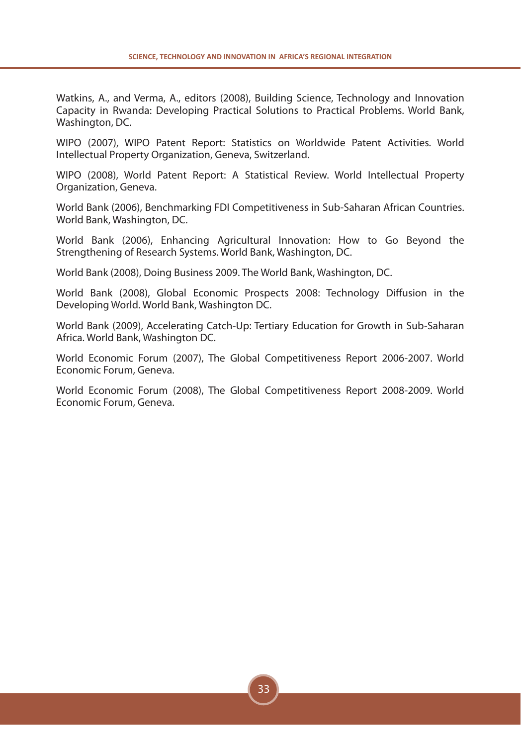Watkins, A., and Verma, A., editors (2008), Building Science, Technology and Innovation Capacity in Rwanda: Developing Practical Solutions to Practical Problems. World Bank, Washington, DC.

WIPO (2007), WIPO Patent Report: Statistics on Worldwide Patent Activities. World Intellectual Property Organization, Geneva, Switzerland.

WIPO (2008), World Patent Report: A Statistical Review. World Intellectual Property Organization, Geneva.

World Bank (2006), Benchmarking FDI Competitiveness in Sub-Saharan African Countries. World Bank, Washington, DC.

World Bank (2006), Enhancing Agricultural Innovation: How to Go Beyond the Strengthening of Research Systems. World Bank, Washington, DC.

World Bank (2008), Doing Business 2009. The World Bank, Washington, DC.

World Bank (2008), Global Economic Prospects 2008: Technology Diffusion in the Developing World. World Bank, Washington DC.

World Bank (2009), Accelerating Catch-Up: Tertiary Education for Growth in Sub-Saharan Africa. World Bank, Washington DC.

World Economic Forum (2007), The Global Competitiveness Report 2006-2007. World Economic Forum, Geneva.

World Economic Forum (2008), The Global Competitiveness Report 2008-2009. World Economic Forum, Geneva.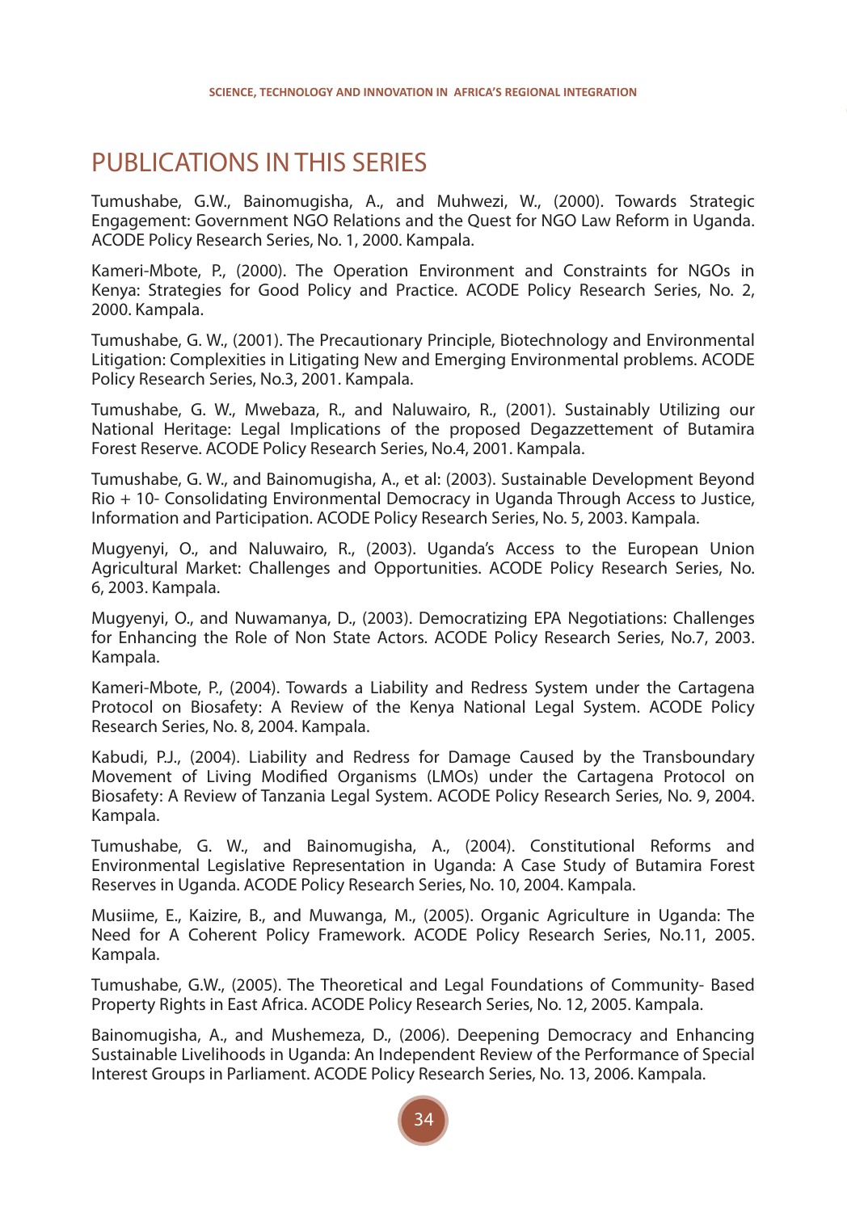## PUBLICATIONS IN THIS SERIES

Tumushabe, G.W., Bainomugisha, A., and Muhwezi, W., (2000). Towards Strategic Engagement: Government NGO Relations and the Quest for NGO Law Reform in Uganda. ACODE Policy Research Series, No. 1, 2000. Kampala.

Kameri-Mbote, P., (2000). The Operation Environment and Constraints for NGOs in Kenya: Strategies for Good Policy and Practice. ACODE Policy Research Series, No. 2, 2000. Kampala.

Tumushabe, G. W., (2001). The Precautionary Principle, Biotechnology and Environmental Litigation: Complexities in Litigating New and Emerging Environmental problems. ACODE Policy Research Series, No.3, 2001. Kampala.

Tumushabe, G. W., Mwebaza, R., and Naluwairo, R., (2001). Sustainably Utilizing our National Heritage: Legal Implications of the proposed Degazzettement of Butamira Forest Reserve. ACODE Policy Research Series, No.4, 2001. Kampala.

Tumushabe, G. W., and Bainomugisha, A., et al: (2003). Sustainable Development Beyond Rio + 10- Consolidating Environmental Democracy in Uganda Through Access to Justice, Information and Participation. ACODE Policy Research Series, No. 5, 2003. Kampala.

Mugyenyi, O., and Naluwairo, R., (2003). Uganda's Access to the European Union Agricultural Market: Challenges and Opportunities. ACODE Policy Research Series, No. 6, 2003. Kampala.

Mugyenyi, O., and Nuwamanya, D., (2003). Democratizing EPA Negotiations: Challenges for Enhancing the Role of Non State Actors. ACODE Policy Research Series, No.7, 2003. Kampala.

Kameri-Mbote, P., (2004). Towards a Liability and Redress System under the Cartagena Protocol on Biosafety: A Review of the Kenya National Legal System. ACODE Policy Research Series, No. 8, 2004. Kampala.

Kabudi, P.J., (2004). Liability and Redress for Damage Caused by the Transboundary Movement of Living Modified Organisms (LMOs) under the Cartagena Protocol on Biosafety: A Review of Tanzania Legal System. ACODE Policy Research Series, No. 9, 2004. Kampala.

Tumushabe, G. W., and Bainomugisha, A., (2004). Constitutional Reforms and Environmental Legislative Representation in Uganda: A Case Study of Butamira Forest Reserves in Uganda. ACODE Policy Research Series, No. 10, 2004. Kampala.

Musiime, E., Kaizire, B., and Muwanga, M., (2005). Organic Agriculture in Uganda: The Need for A Coherent Policy Framework. ACODE Policy Research Series, No.11, 2005. Kampala.

Tumushabe, G.W., (2005). The Theoretical and Legal Foundations of Community- Based Property Rights in East Africa. ACODE Policy Research Series, No. 12, 2005. Kampala.

Bainomugisha, A., and Mushemeza, D., (2006). Deepening Democracy and Enhancing Sustainable Livelihoods in Uganda: An Independent Review of the Performance of Special Interest Groups in Parliament. ACODE Policy Research Series, No. 13, 2006. Kampala.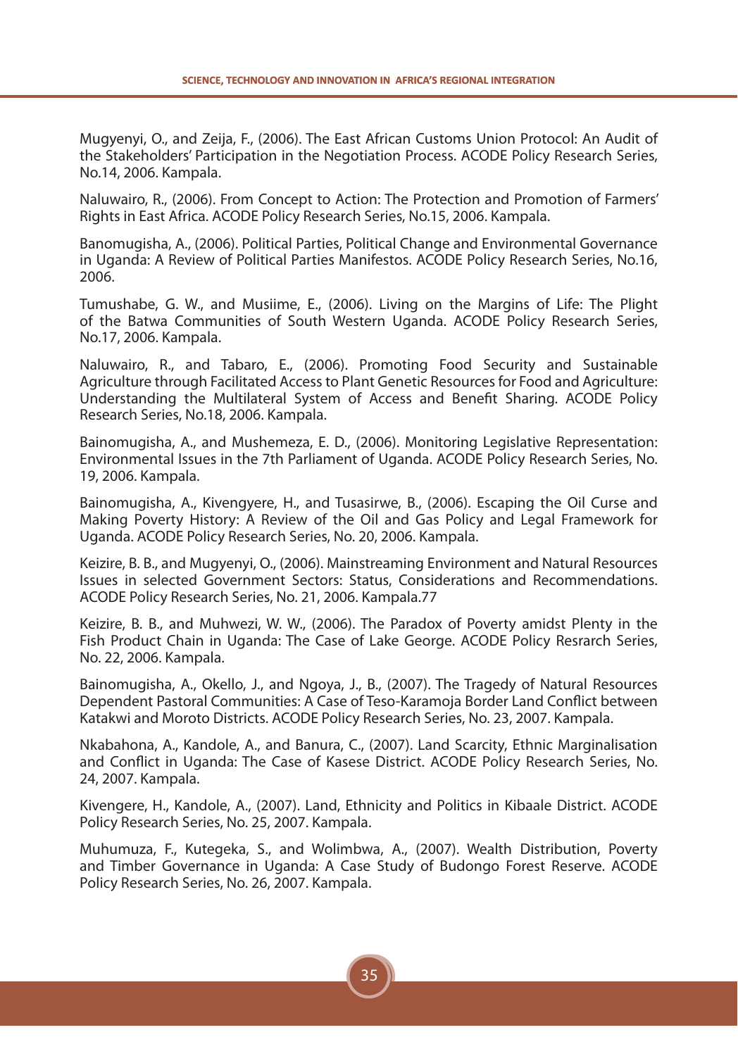Mugyenyi, O., and Zeija, F., (2006). The East African Customs Union Protocol: An Audit of the Stakeholders' Participation in the Negotiation Process. ACODE Policy Research Series, No.14, 2006. Kampala.

Naluwairo, R., (2006). From Concept to Action: The Protection and Promotion of Farmers' Rights in East Africa. ACODE Policy Research Series, No.15, 2006. Kampala.

Banomugisha, A., (2006). Political Parties, Political Change and Environmental Governance in Uganda: A Review of Political Parties Manifestos. ACODE Policy Research Series, No.16, 2006.

Tumushabe, G. W., and Musiime, E., (2006). Living on the Margins of Life: The Plight of the Batwa Communities of South Western Uganda. ACODE Policy Research Series, No.17, 2006. Kampala.

Naluwairo, R., and Tabaro, E., (2006). Promoting Food Security and Sustainable Agriculture through Facilitated Access to Plant Genetic Resources for Food and Agriculture: Understanding the Multilateral System of Access and Benefit Sharing. ACODE Policy Research Series, No.18, 2006. Kampala.

Bainomugisha, A., and Mushemeza, E. D., (2006). Monitoring Legislative Representation: Environmental Issues in the 7th Parliament of Uganda. ACODE Policy Research Series, No. 19, 2006. Kampala.

Bainomugisha, A., Kivengyere, H., and Tusasirwe, B., (2006). Escaping the Oil Curse and Making Poverty History: A Review of the Oil and Gas Policy and Legal Framework for Uganda. ACODE Policy Research Series, No. 20, 2006. Kampala.

Keizire, B. B., and Mugyenyi, O., (2006). Mainstreaming Environment and Natural Resources Issues in selected Government Sectors: Status, Considerations and Recommendations. ACODE Policy Research Series, No. 21, 2006. Kampala.77

Keizire, B. B., and Muhwezi, W. W., (2006). The Paradox of Poverty amidst Plenty in the Fish Product Chain in Uganda: The Case of Lake George. ACODE Policy Resrarch Series, No. 22, 2006. Kampala.

Bainomugisha, A., Okello, J., and Ngoya, J., B., (2007). The Tragedy of Natural Resources Dependent Pastoral Communities: A Case of Teso-Karamoja Border Land Conflict between Katakwi and Moroto Districts. ACODE Policy Research Series, No. 23, 2007. Kampala.

Nkabahona, A., Kandole, A., and Banura, C., (2007). Land Scarcity, Ethnic Marginalisation and Conflict in Uganda: The Case of Kasese District. ACODE Policy Research Series, No. 24, 2007. Kampala.

Kivengere, H., Kandole, A., (2007). Land, Ethnicity and Politics in Kibaale District. ACODE Policy Research Series, No. 25, 2007. Kampala.

Muhumuza, F., Kutegeka, S., and Wolimbwa, A., (2007). Wealth Distribution, Poverty and Timber Governance in Uganda: A Case Study of Budongo Forest Reserve. ACODE Policy Research Series, No. 26, 2007. Kampala.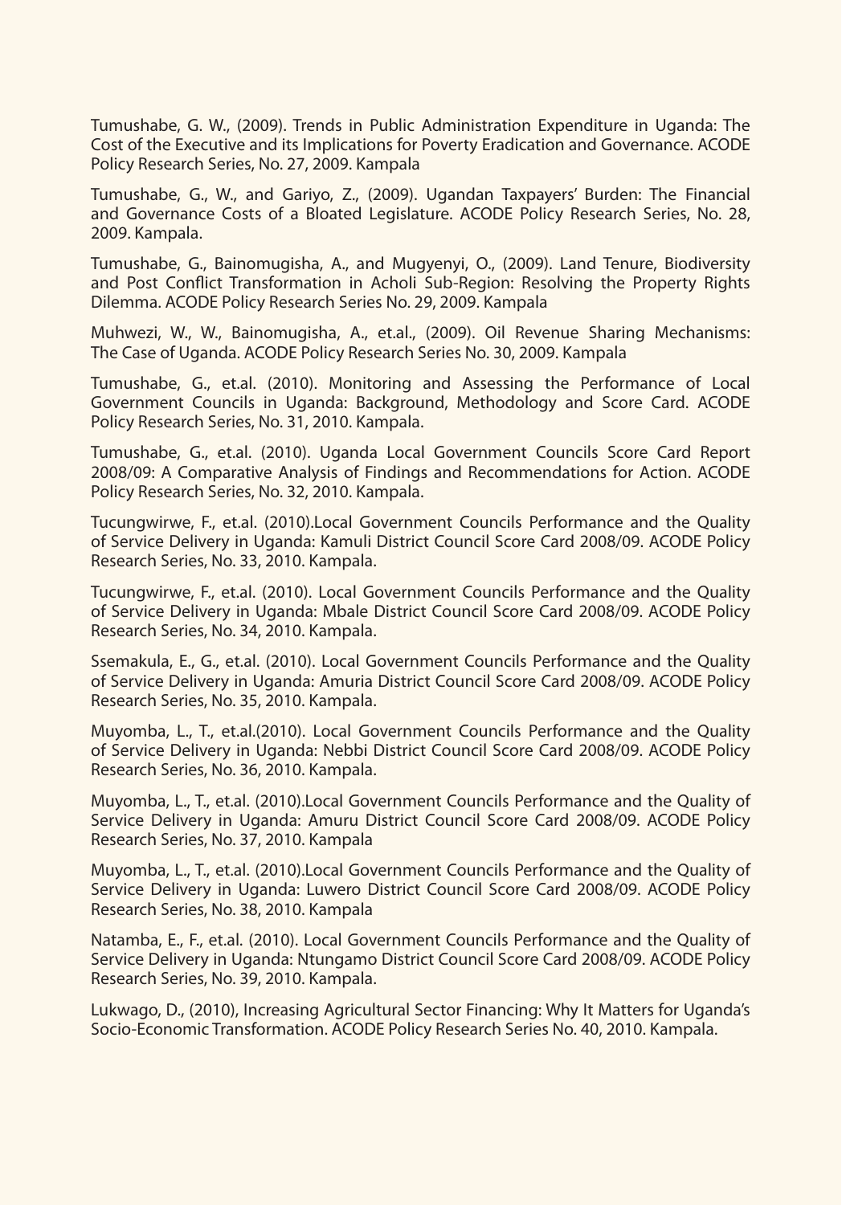Tumushabe, G. W., (2009). Trends in Public Administration Expenditure in Uganda: The Cost of the Executive and its Implications for Poverty Eradication and Governance. ACODE Policy Research Series, No. 27, 2009. Kampala

Tumushabe, G., W., and Gariyo, Z., (2009). Ugandan Taxpayers' Burden: The Financial and Governance Costs of a Bloated Legislature. ACODE Policy Research Series, No. 28, 2009. Kampala.

Tumushabe, G., Bainomugisha, A., and Mugyenyi, O., (2009). Land Tenure, Biodiversity and Post Conflict Transformation in Acholi Sub-Region: Resolving the Property Rights Dilemma. ACODE Policy Research Series No. 29, 2009. Kampala

Muhwezi, W., W., Bainomugisha, A., et.al., (2009). Oil Revenue Sharing Mechanisms: The Case of Uganda. ACODE Policy Research Series No. 30, 2009. Kampala

Tumushabe, G., et.al. (2010). Monitoring and Assessing the Performance of Local Government Councils in Uganda: Background, Methodology and Score Card. ACODE Policy Research Series, No. 31, 2010. Kampala.

Tumushabe, G., et.al. (2010). Uganda Local Government Councils Score Card Report 2008/09: A Comparative Analysis of Findings and Recommendations for Action. ACODE Policy Research Series, No. 32, 2010. Kampala.

Tucungwirwe, F., et.al. (2010).Local Government Councils Performance and the Quality of Service Delivery in Uganda: Kamuli District Council Score Card 2008/09. ACODE Policy Research Series, No. 33, 2010. Kampala.

Tucungwirwe, F., et.al. (2010). Local Government Councils Performance and the Quality of Service Delivery in Uganda: Mbale District Council Score Card 2008/09. ACODE Policy Research Series, No. 34, 2010. Kampala.

Ssemakula, E., G., et.al. (2010). Local Government Councils Performance and the Quality of Service Delivery in Uganda: Amuria District Council Score Card 2008/09. ACODE Policy Research Series, No. 35, 2010. Kampala.

Muyomba, L., T., et.al.(2010). Local Government Councils Performance and the Quality of Service Delivery in Uganda: Nebbi District Council Score Card 2008/09. ACODE Policy Research Series, No. 36, 2010. Kampala.

Muyomba, L., T., et.al. (2010).Local Government Councils Performance and the Quality of Service Delivery in Uganda: Amuru District Council Score Card 2008/09. ACODE Policy Research Series, No. 37, 2010. Kampala

Muyomba, L., T., et.al. (2010).Local Government Councils Performance and the Quality of Service Delivery in Uganda: Luwero District Council Score Card 2008/09. ACODE Policy Research Series, No. 38, 2010. Kampala

Natamba, E., F., et.al. (2010). Local Government Councils Performance and the Quality of Service Delivery in Uganda: Ntungamo District Council Score Card 2008/09. ACODE Policy Research Series, No. 39, 2010. Kampala.

Lukwago, D., (2010), Increasing Agricultural Sector Financing: Why It Matters for Uganda's Socio-Economic Transformation. ACODE Policy Research Series No. 40, 2010. Kampala.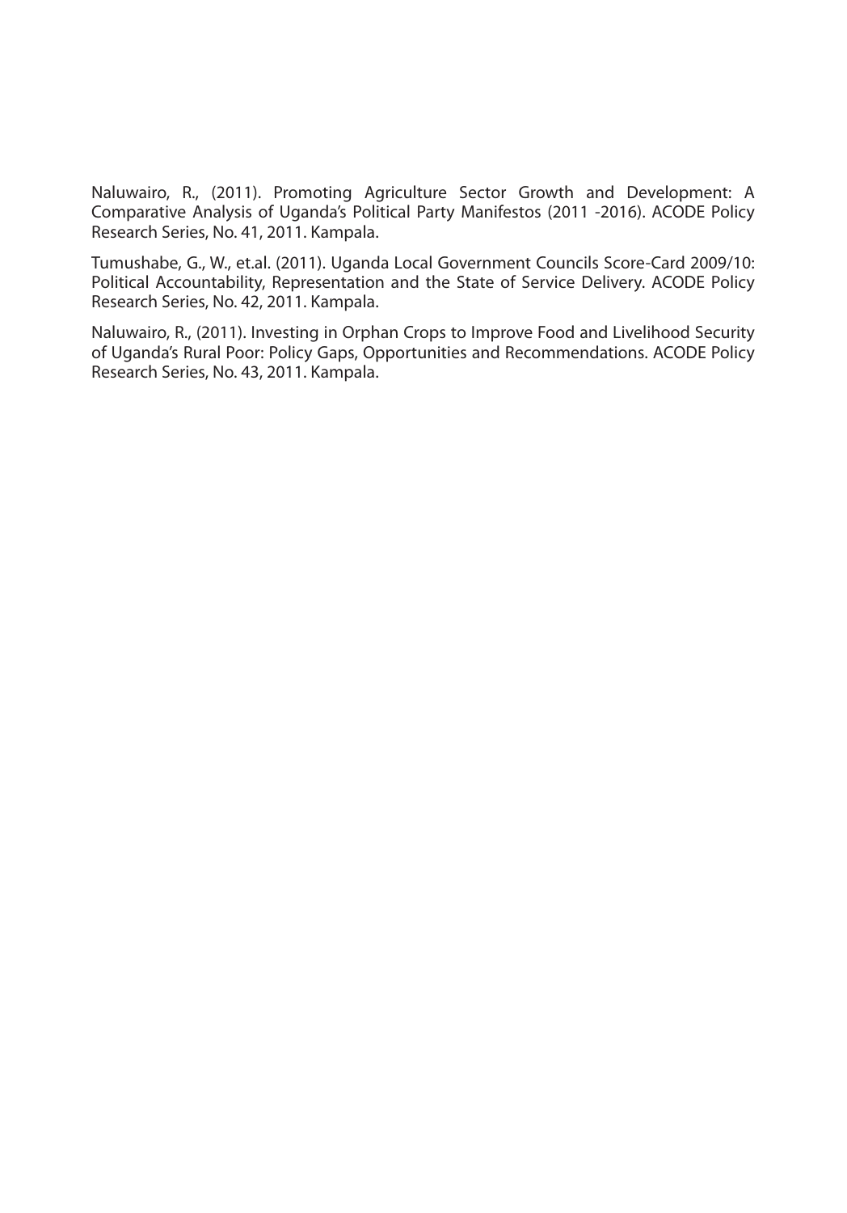Naluwairo, R., (2011). Promoting Agriculture Sector Growth and Development: A Comparative Analysis of Uganda's Political Party Manifestos (2011 -2016). ACODE Policy Research Series, No. 41, 2011. Kampala.

Tumushabe, G., W., et.al. (2011). Uganda Local Government Councils Score-Card 2009/10: Political Accountability, Representation and the State of Service Delivery. ACODE Policy Research Series, No. 42, 2011. Kampala.

Naluwairo, R., (2011). Investing in Orphan Crops to Improve Food and Livelihood Security of Uganda's Rural Poor: Policy Gaps, Opportunities and Recommendations. ACODE Policy Research Series, No. 43, 2011. Kampala.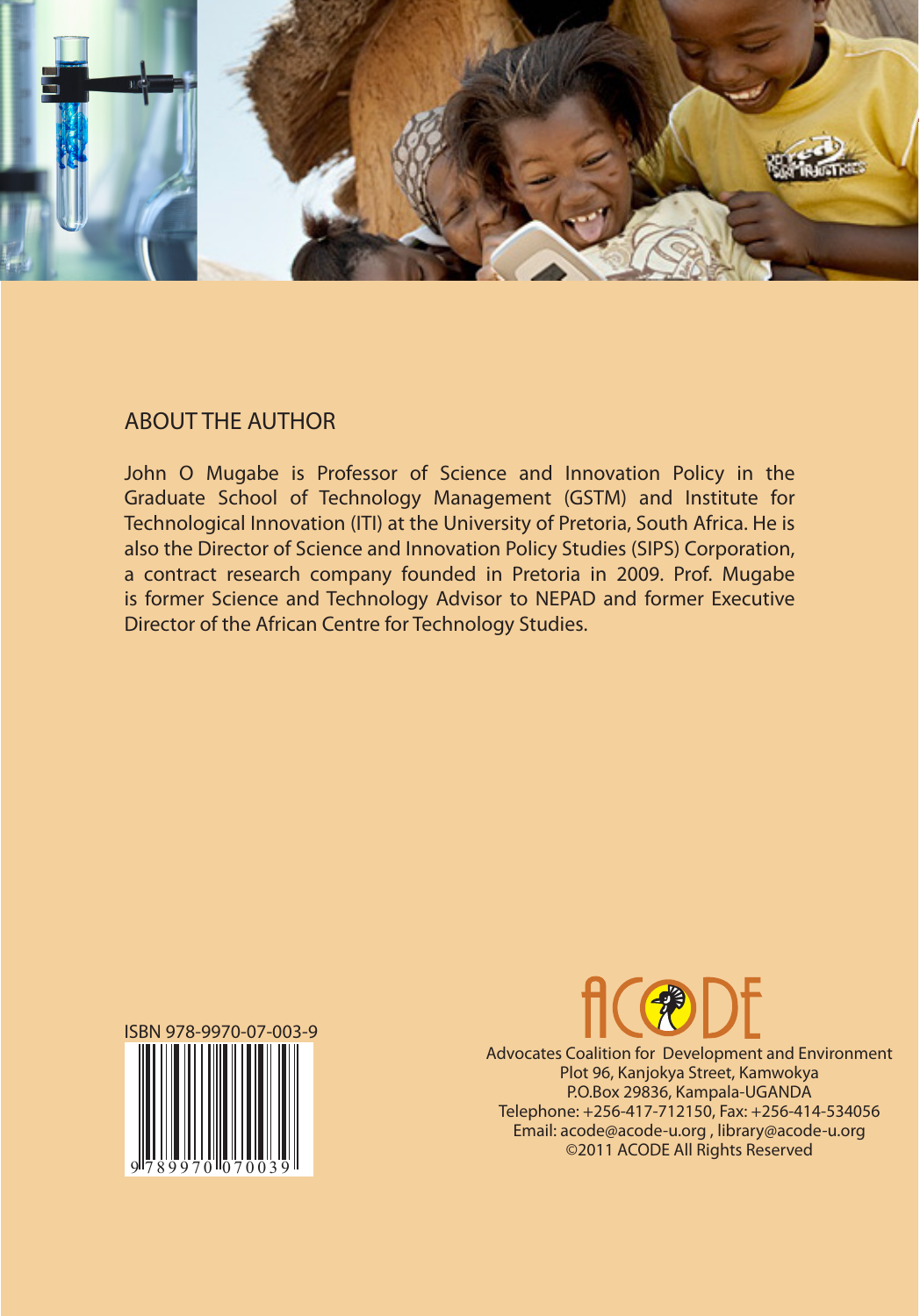## ABOUT THE AUTHOR

John O Mugabe is Professor of Science and Innovation Policy in the Graduate School of Technology Management (GSTM) and Institute for Technological Innovation (ITI) at the University of Pretoria, South Africa. He is also the Director of Science and Innovation Policy Studies (SIPS) Corporation, a contract research company founded in Pretoria in 2009. Prof. Mugabe is former Science and Technology Advisor to NEPAD and former Executive Director of the African Centre for Technology Studies.

ISBN 978-9970-07-003-9

ACODE

Advocates Coalition for Development and Environment
Plot 96, Kanjokya Street, Kamwokya
P.O.Box 29836, Kampala-UGANDA
Telephone: +256-417-712150, Fax: +256-414-534056
Email: acode@acode-u.org , library@acode-u.org
©2011 ACODE All Rights Reserved